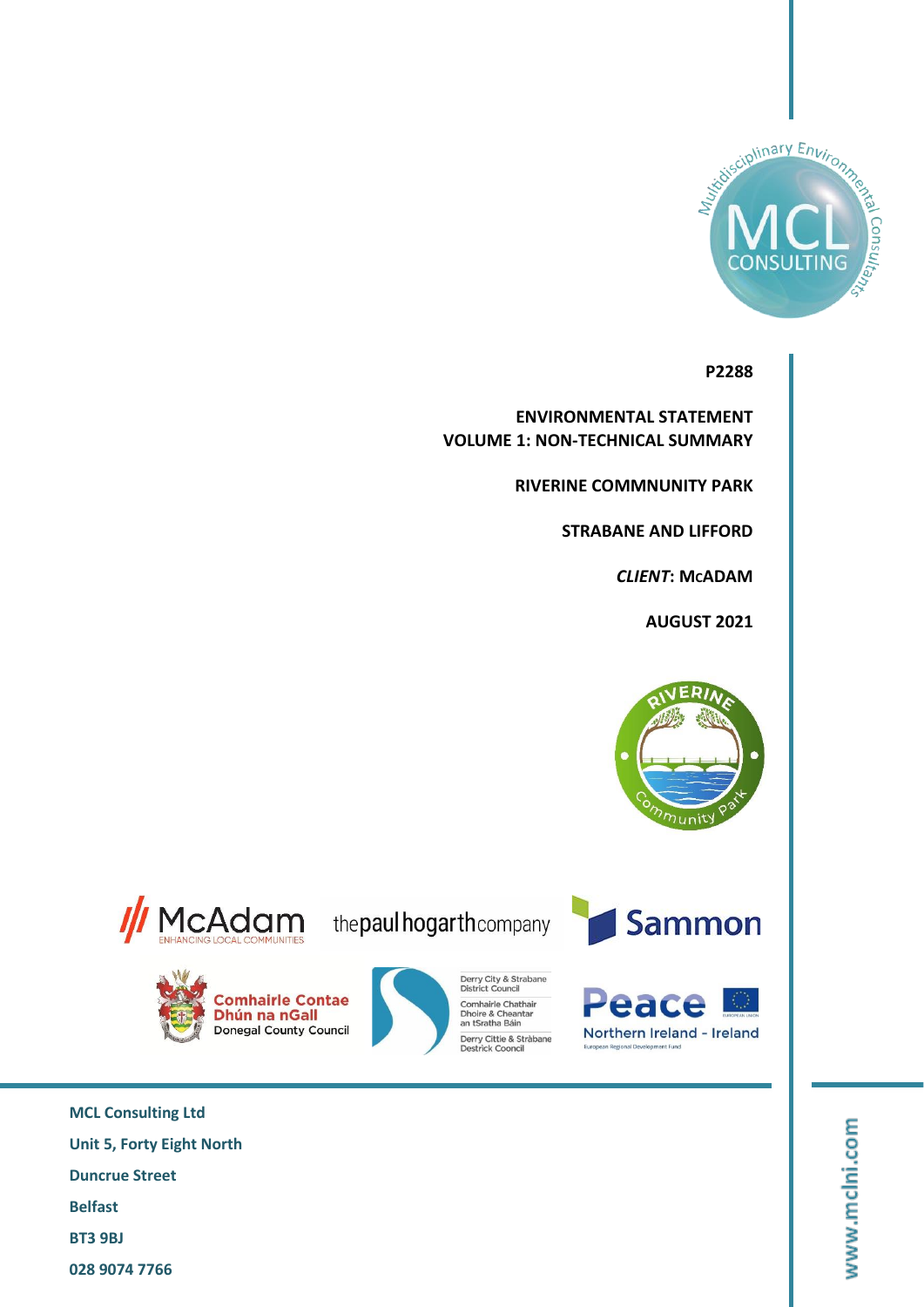**P2288**

# ENVIRONMENTAL STATEMENT
# VOLUME 1: NON-TECHNICAL SUMMARY

**RIVERINE COMMNUNITY PARK**

**STRABANE AND LIFFORD**

***CLIENT*: McADAM**

**AUGUST 2021**

**MCL Consulting Ltd**
**Unit 5, Forty Eight North**
**Duncrue Street**
**Belfast**
**BT3 9BJ**
**028 9074 7766**

www.mclni.com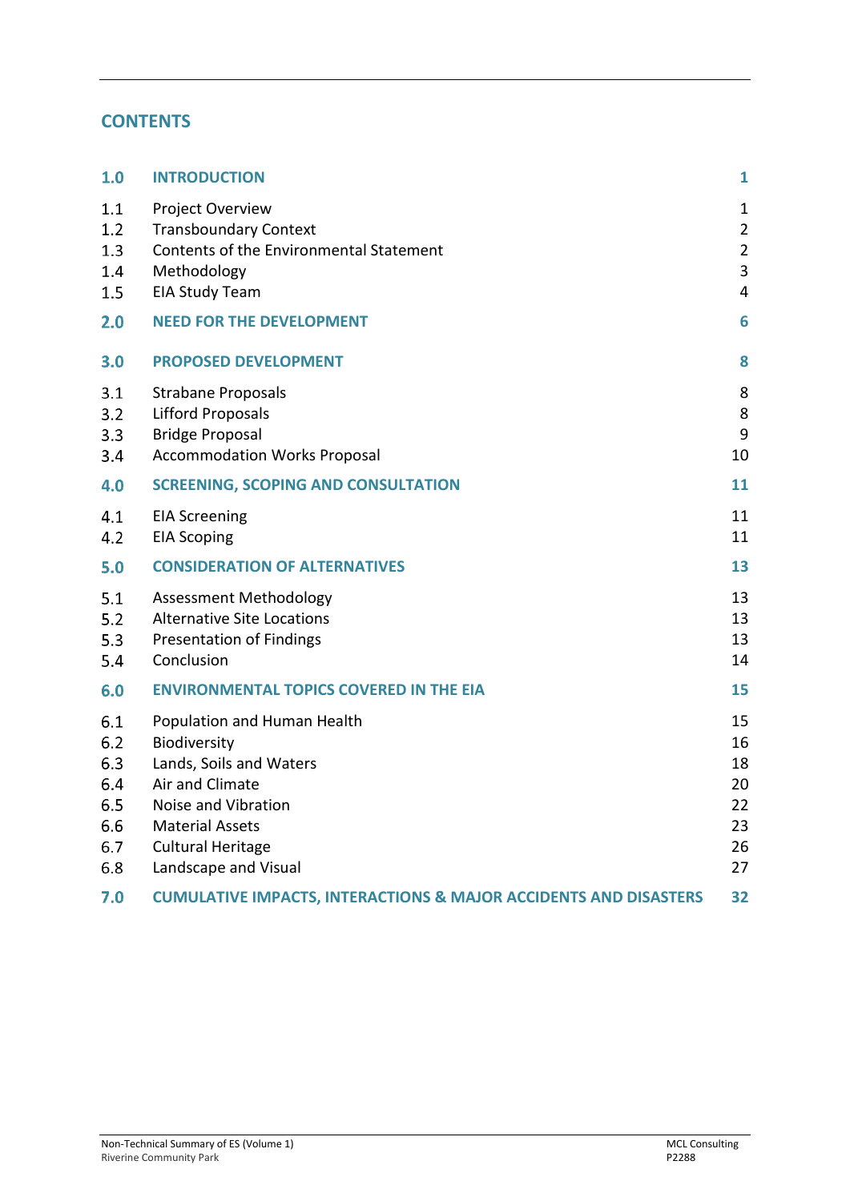## CONTENTS

| | | |
|---|---|---|
| **1.0** | **INTRODUCTION** | **1** |
| 1.1 | Project Overview | 1 |
| 1.2 | Transboundary Context | 2 |
| 1.3 | Contents of the Environmental Statement | 2 |
| 1.4 | Methodology | 3 |
| 1.5 | EIA Study Team | 4 |
| **2.0** | **NEED FOR THE DEVELOPMENT** | **6** |
| **3.0** | **PROPOSED DEVELOPMENT** | **8** |
| 3.1 | Strabane Proposals | 8 |
| 3.2 | Lifford Proposals | 8 |
| 3.3 | Bridge Proposal | 9 |
| 3.4 | Accommodation Works Proposal | 10 |
| **4.0** | **SCREENING, SCOPING AND CONSULTATION** | **11** |
| 4.1 | EIA Screening | 11 |
| 4.2 | EIA Scoping | 11 |
| **5.0** | **CONSIDERATION OF ALTERNATIVES** | **13** |
| 5.1 | Assessment Methodology | 13 |
| 5.2 | Alternative Site Locations | 13 |
| 5.3 | Presentation of Findings | 13 |
| 5.4 | Conclusion | 14 |
| **6.0** | **ENVIRONMENTAL TOPICS COVERED IN THE EIA** | **15** |
| 6.1 | Population and Human Health | 15 |
| 6.2 | Biodiversity | 16 |
| 6.3 | Lands, Soils and Waters | 18 |
| 6.4 | Air and Climate | 20 |
| 6.5 | Noise and Vibration | 22 |
| 6.6 | Material Assets | 23 |
| 6.7 | Cultural Heritage | 26 |
| 6.8 | Landscape and Visual | 27 |
| **7.0** | **CUMULATIVE IMPACTS, INTERACTIONS & MAJOR ACCIDENTS AND DISASTERS** | **32** |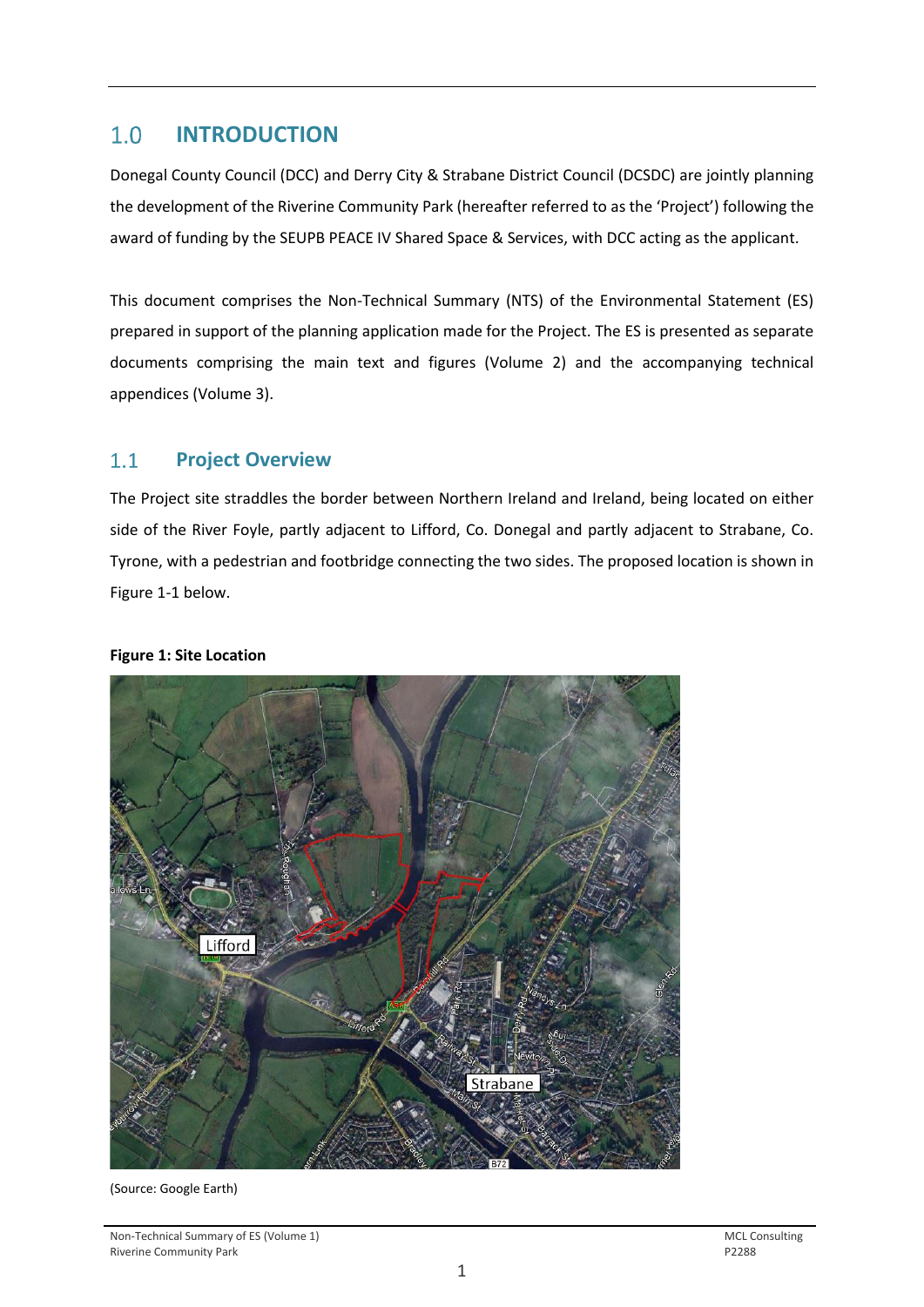# 1.0 INTRODUCTION

Donegal County Council (DCC) and Derry City & Strabane District Council (DCSDC) are jointly planning the development of the Riverine Community Park (hereafter referred to as the 'Project') following the award of funding by the SEUPB PEACE IV Shared Space & Services, with DCC acting as the applicant.

This document comprises the Non-Technical Summary (NTS) of the Environmental Statement (ES) prepared in support of the planning application made for the Project. The ES is presented as separate documents comprising the main text and figures (Volume 2) and the accompanying technical appendices (Volume 3).

## 1.1 Project Overview

The Project site straddles the border between Northern Ireland and Ireland, being located on either side of the River Foyle, partly adjacent to Lifford, Co. Donegal and partly adjacent to Strabane, Co. Tyrone, with a pedestrian and footbridge connecting the two sides. The proposed location is shown in Figure 1-1 below.

**Figure 1: Site Location**

(Source: Google Earth)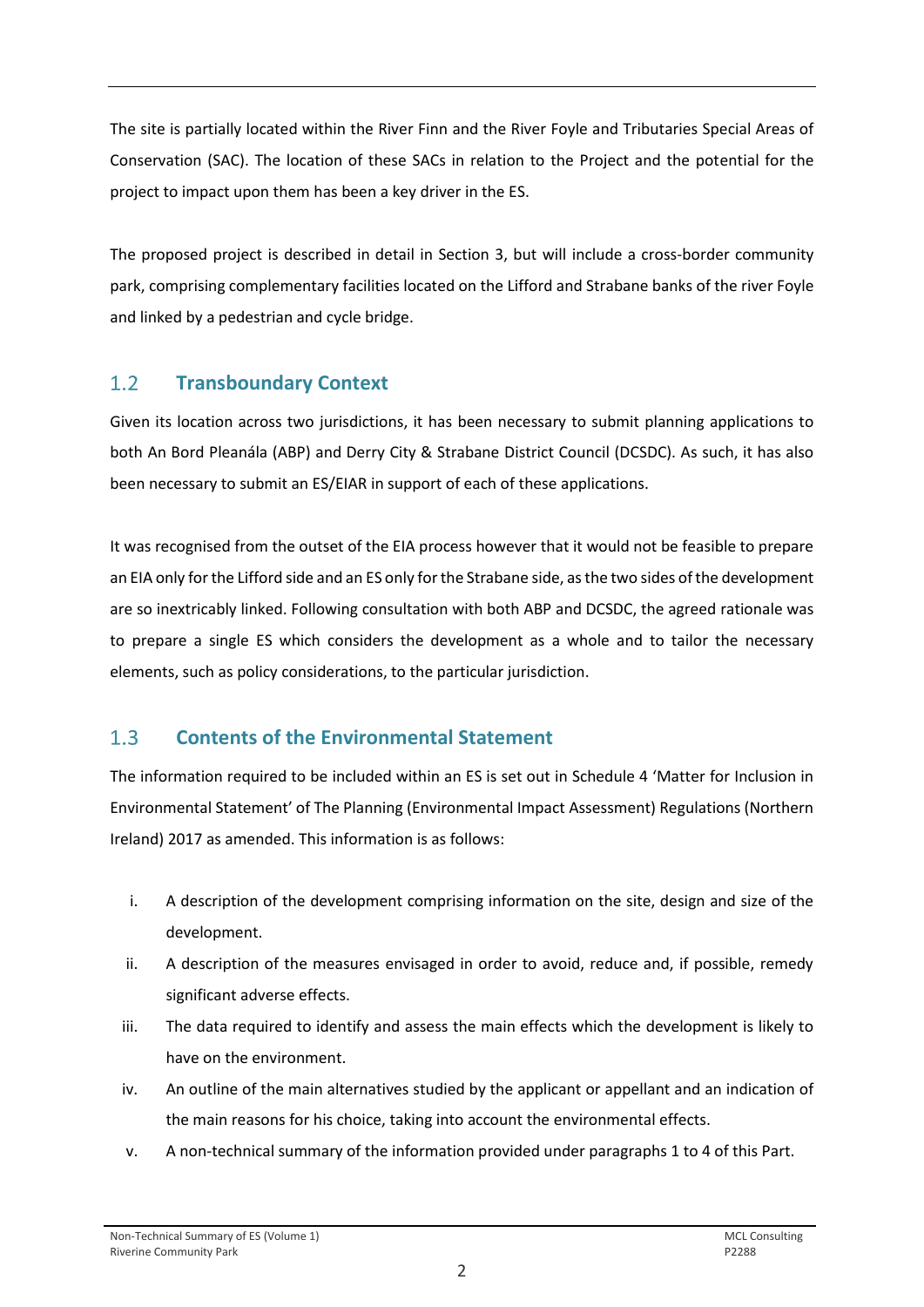The site is partially located within the River Finn and the River Foyle and Tributaries Special Areas of Conservation (SAC). The location of these SACs in relation to the Project and the potential for the project to impact upon them has been a key driver in the ES.

The proposed project is described in detail in Section 3, but will include a cross-border community park, comprising complementary facilities located on the Lifford and Strabane banks of the river Foyle and linked by a pedestrian and cycle bridge.

## 1.2 Transboundary Context

Given its location across two jurisdictions, it has been necessary to submit planning applications to both An Bord Pleanála (ABP) and Derry City & Strabane District Council (DCSDC). As such, it has also been necessary to submit an ES/EIAR in support of each of these applications.

It was recognised from the outset of the EIA process however that it would not be feasible to prepare an EIA only for the Lifford side and an ES only for the Strabane side, as the two sides of the development are so inextricably linked. Following consultation with both ABP and DCSDC, the agreed rationale was to prepare a single ES which considers the development as a whole and to tailor the necessary elements, such as policy considerations, to the particular jurisdiction.

## 1.3 Contents of the Environmental Statement

The information required to be included within an ES is set out in Schedule 4 'Matter for Inclusion in Environmental Statement' of The Planning (Environmental Impact Assessment) Regulations (Northern Ireland) 2017 as amended. This information is as follows:

i. A description of the development comprising information on the site, design and size of the development.
ii. A description of the measures envisaged in order to avoid, reduce and, if possible, remedy significant adverse effects.
iii. The data required to identify and assess the main effects which the development is likely to have on the environment.
iv. An outline of the main alternatives studied by the applicant or appellant and an indication of the main reasons for his choice, taking into account the environmental effects.
v. A non-technical summary of the information provided under paragraphs 1 to 4 of this Part.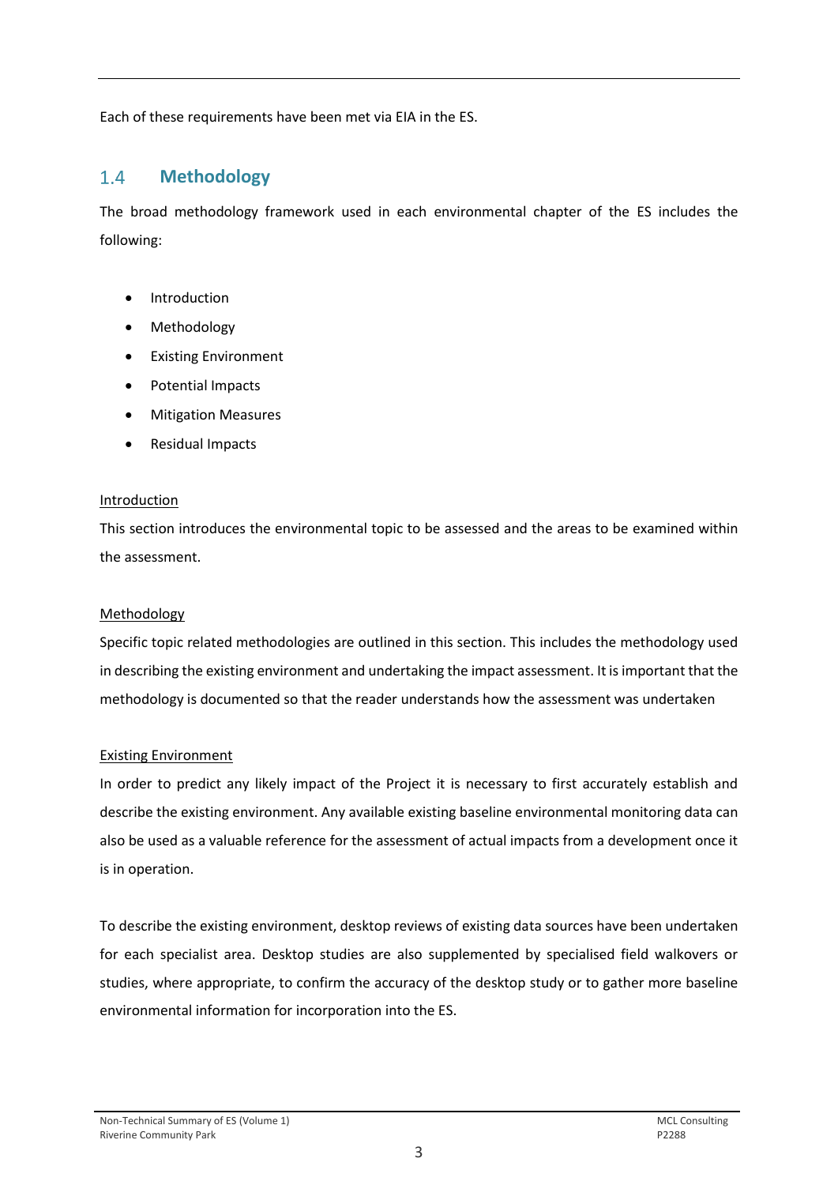Each of these requirements have been met via EIA in the ES.

## 1.4 Methodology

The broad methodology framework used in each environmental chapter of the ES includes the following:

- Introduction
- Methodology
- Existing Environment
- Potential Impacts
- Mitigation Measures
- Residual Impacts

Introduction

This section introduces the environmental topic to be assessed and the areas to be examined within the assessment.

Methodology

Specific topic related methodologies are outlined in this section. This includes the methodology used in describing the existing environment and undertaking the impact assessment. It is important that the methodology is documented so that the reader understands how the assessment was undertaken

Existing Environment

In order to predict any likely impact of the Project it is necessary to first accurately establish and describe the existing environment. Any available existing baseline environmental monitoring data can also be used as a valuable reference for the assessment of actual impacts from a development once it is in operation.

To describe the existing environment, desktop reviews of existing data sources have been undertaken for each specialist area. Desktop studies are also supplemented by specialised field walkovers or studies, where appropriate, to confirm the accuracy of the desktop study or to gather more baseline environmental information for incorporation into the ES.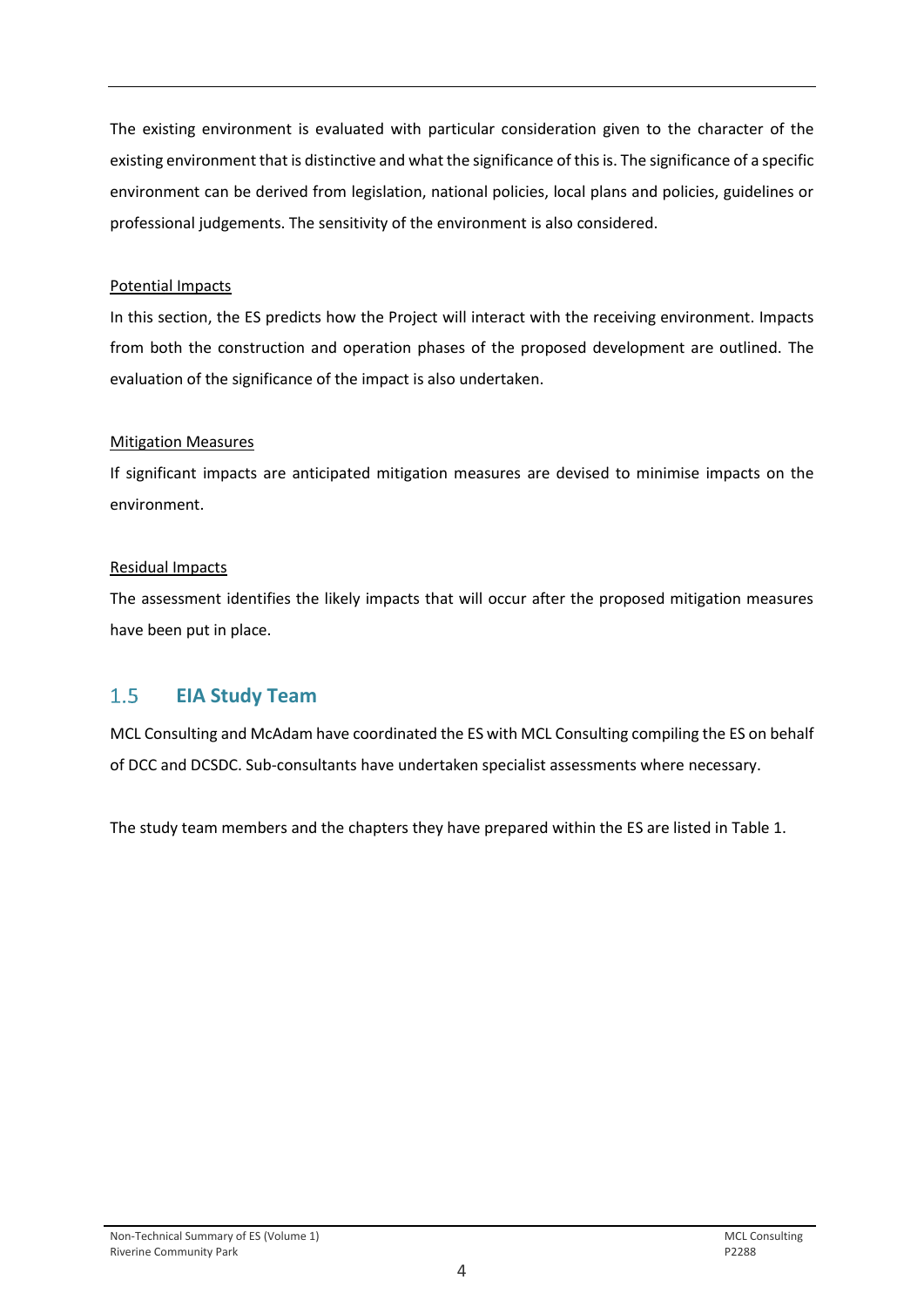The existing environment is evaluated with particular consideration given to the character of the existing environment that is distinctive and what the significance of this is. The significance of a specific environment can be derived from legislation, national policies, local plans and policies, guidelines or professional judgements. The sensitivity of the environment is also considered.

Potential Impacts

In this section, the ES predicts how the Project will interact with the receiving environment. Impacts from both the construction and operation phases of the proposed development are outlined. The evaluation of the significance of the impact is also undertaken.

Mitigation Measures

If significant impacts are anticipated mitigation measures are devised to minimise impacts on the environment.

Residual Impacts

The assessment identifies the likely impacts that will occur after the proposed mitigation measures have been put in place.

## 1.5 EIA Study Team

MCL Consulting and McAdam have coordinated the ES with MCL Consulting compiling the ES on behalf of DCC and DCSDC. Sub-consultants have undertaken specialist assessments where necessary.

The study team members and the chapters they have prepared within the ES are listed in Table 1.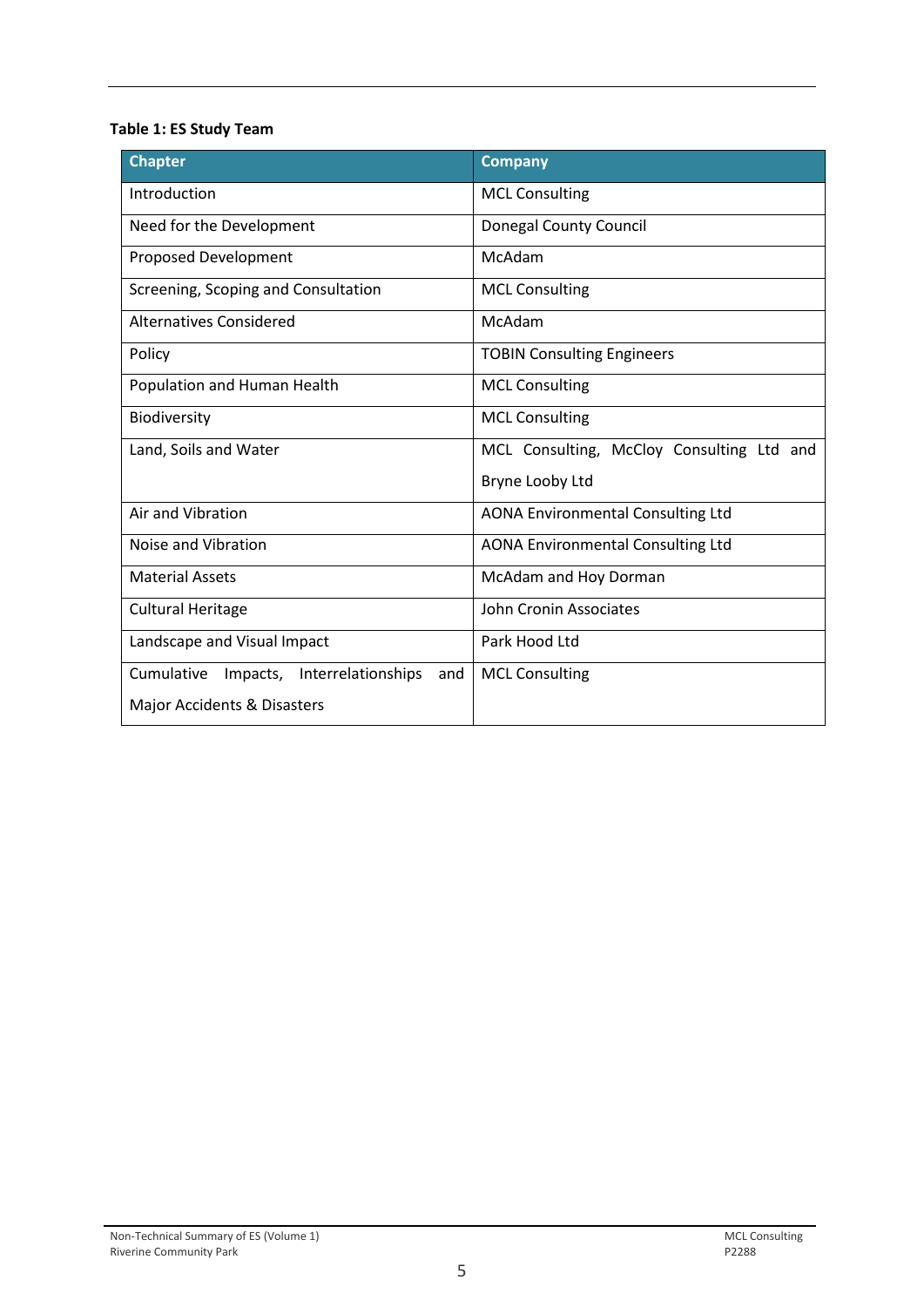**Table 1: ES Study Team**

| Chapter | Company |
|---|---|
| Introduction | MCL Consulting |
| Need for the Development | Donegal County Council |
| Proposed Development | McAdam |
| Screening, Scoping and Consultation | MCL Consulting |
| Alternatives Considered | McAdam |
| Policy | TOBIN Consulting Engineers |
| Population and Human Health | MCL Consulting |
| Biodiversity | MCL Consulting |
| Land, Soils and Water | MCL Consulting, McCloy Consulting Ltd and Bryne Looby Ltd |
| Air and Vibration | AONA Environmental Consulting Ltd |
| Noise and Vibration | AONA Environmental Consulting Ltd |
| Material Assets | McAdam and Hoy Dorman |
| Cultural Heritage | John Cronin Associates |
| Landscape and Visual Impact | Park Hood Ltd |
| Cumulative Impacts, Interrelationships and Major Accidents & Disasters | MCL Consulting |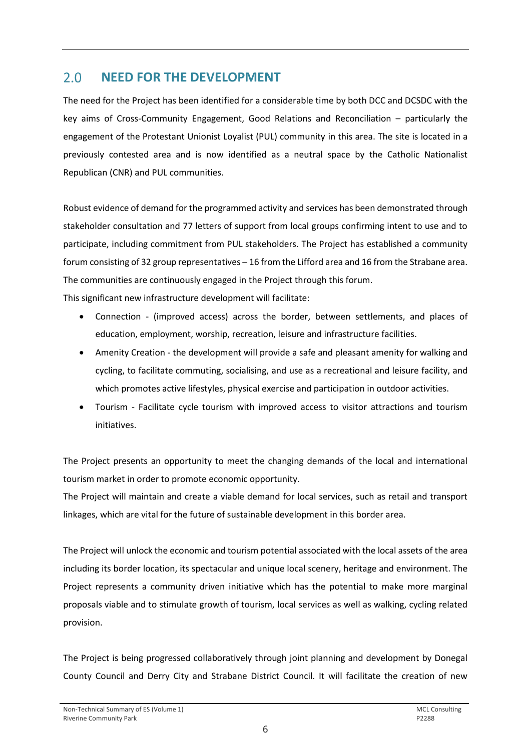## 2.0 NEED FOR THE DEVELOPMENT

The need for the Project has been identified for a considerable time by both DCC and DCSDC with the key aims of Cross-Community Engagement, Good Relations and Reconciliation – particularly the engagement of the Protestant Unionist Loyalist (PUL) community in this area. The site is located in a previously contested area and is now identified as a neutral space by the Catholic Nationalist Republican (CNR) and PUL communities.

Robust evidence of demand for the programmed activity and services has been demonstrated through stakeholder consultation and 77 letters of support from local groups confirming intent to use and to participate, including commitment from PUL stakeholders. The Project has established a community forum consisting of 32 group representatives – 16 from the Lifford area and 16 from the Strabane area. The communities are continuously engaged in the Project through this forum.

This significant new infrastructure development will facilitate:

- Connection - (improved access) across the border, between settlements, and places of education, employment, worship, recreation, leisure and infrastructure facilities.
- Amenity Creation - the development will provide a safe and pleasant amenity for walking and cycling, to facilitate commuting, socialising, and use as a recreational and leisure facility, and which promotes active lifestyles, physical exercise and participation in outdoor activities.
- Tourism - Facilitate cycle tourism with improved access to visitor attractions and tourism initiatives.

The Project presents an opportunity to meet the changing demands of the local and international tourism market in order to promote economic opportunity.

The Project will maintain and create a viable demand for local services, such as retail and transport linkages, which are vital for the future of sustainable development in this border area.

The Project will unlock the economic and tourism potential associated with the local assets of the area including its border location, its spectacular and unique local scenery, heritage and environment. The Project represents a community driven initiative which has the potential to make more marginal proposals viable and to stimulate growth of tourism, local services as well as walking, cycling related provision.

The Project is being progressed collaboratively through joint planning and development by Donegal County Council and Derry City and Strabane District Council. It will facilitate the creation of new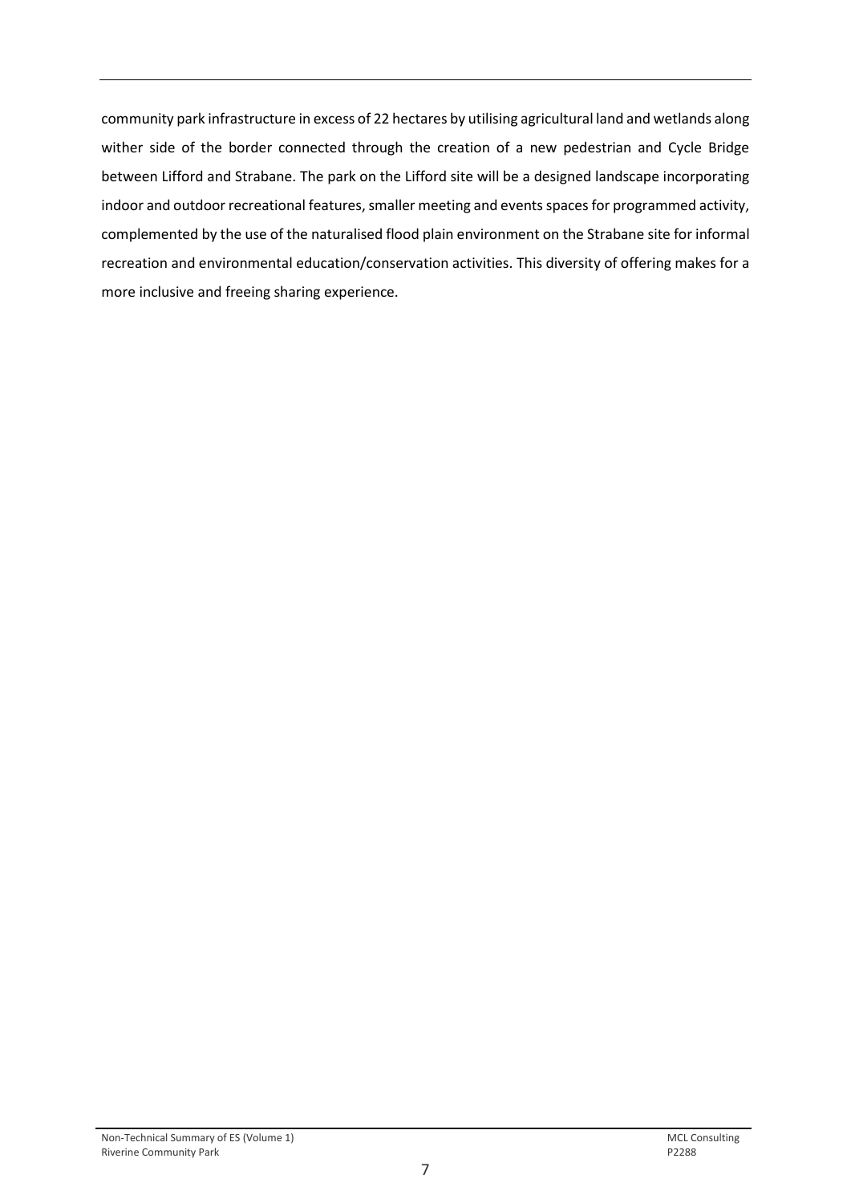community park infrastructure in excess of 22 hectares by utilising agricultural land and wetlands along wither side of the border connected through the creation of a new pedestrian and Cycle Bridge between Lifford and Strabane. The park on the Lifford site will be a designed landscape incorporating indoor and outdoor recreational features, smaller meeting and events spaces for programmed activity, complemented by the use of the naturalised flood plain environment on the Strabane site for informal recreation and environmental education/conservation activities. This diversity of offering makes for a more inclusive and freeing sharing experience.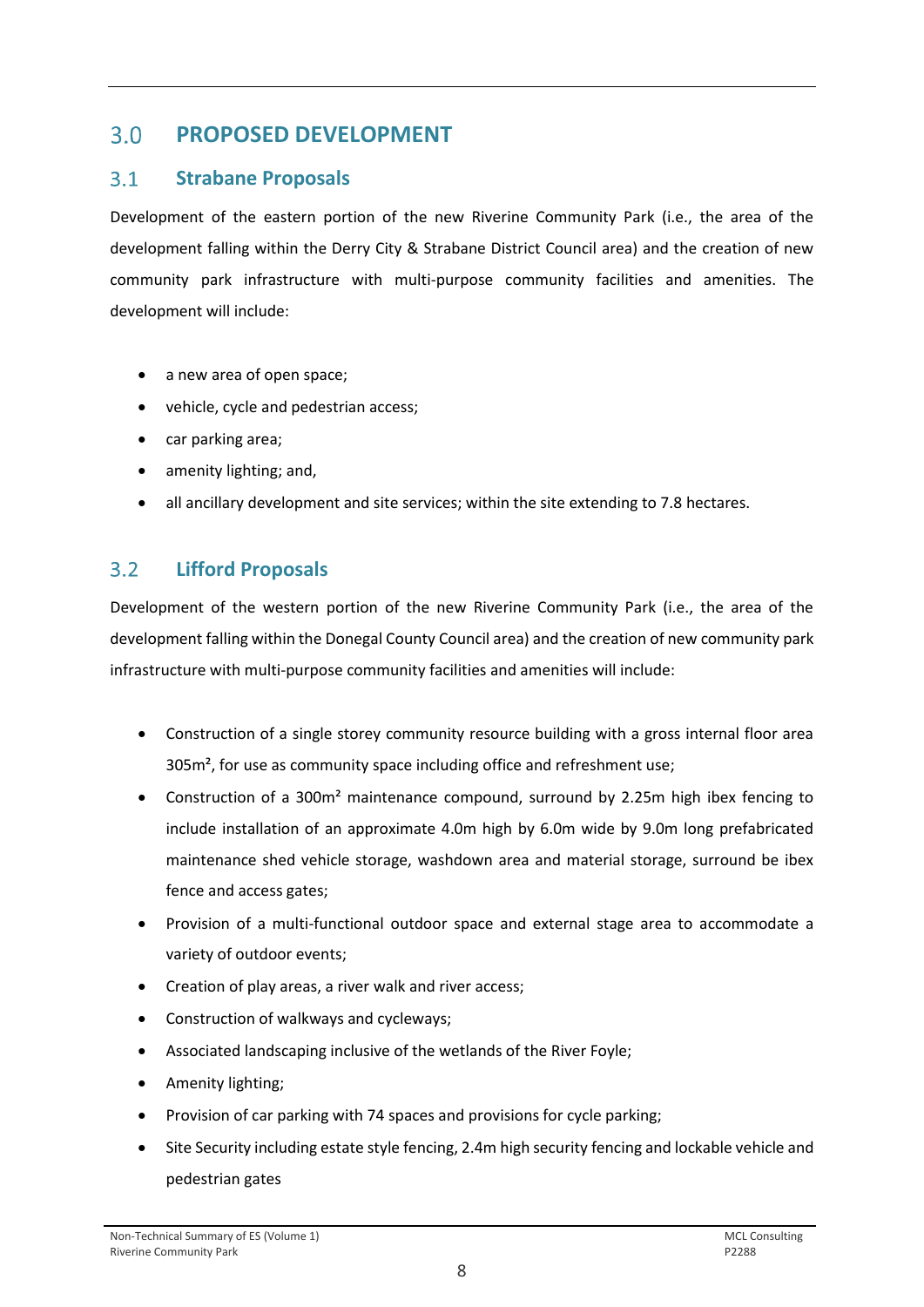# 3.0 PROPOSED DEVELOPMENT

## 3.1 Strabane Proposals

Development of the eastern portion of the new Riverine Community Park (i.e., the area of the development falling within the Derry City & Strabane District Council area) and the creation of new community park infrastructure with multi-purpose community facilities and amenities. The development will include:

- a new area of open space;
- vehicle, cycle and pedestrian access;
- car parking area;
- amenity lighting; and,
- all ancillary development and site services; within the site extending to 7.8 hectares.

## 3.2 Lifford Proposals

Development of the western portion of the new Riverine Community Park (i.e., the area of the development falling within the Donegal County Council area) and the creation of new community park infrastructure with multi-purpose community facilities and amenities will include:

- Construction of a single storey community resource building with a gross internal floor area 305m², for use as community space including office and refreshment use;
- Construction of a 300m² maintenance compound, surround by 2.25m high ibex fencing to include installation of an approximate 4.0m high by 6.0m wide by 9.0m long prefabricated maintenance shed vehicle storage, washdown area and material storage, surround be ibex fence and access gates;
- Provision of a multi-functional outdoor space and external stage area to accommodate a variety of outdoor events;
- Creation of play areas, a river walk and river access;
- Construction of walkways and cycleways;
- Associated landscaping inclusive of the wetlands of the River Foyle;
- Amenity lighting;
- Provision of car parking with 74 spaces and provisions for cycle parking;
- Site Security including estate style fencing, 2.4m high security fencing and lockable vehicle and pedestrian gates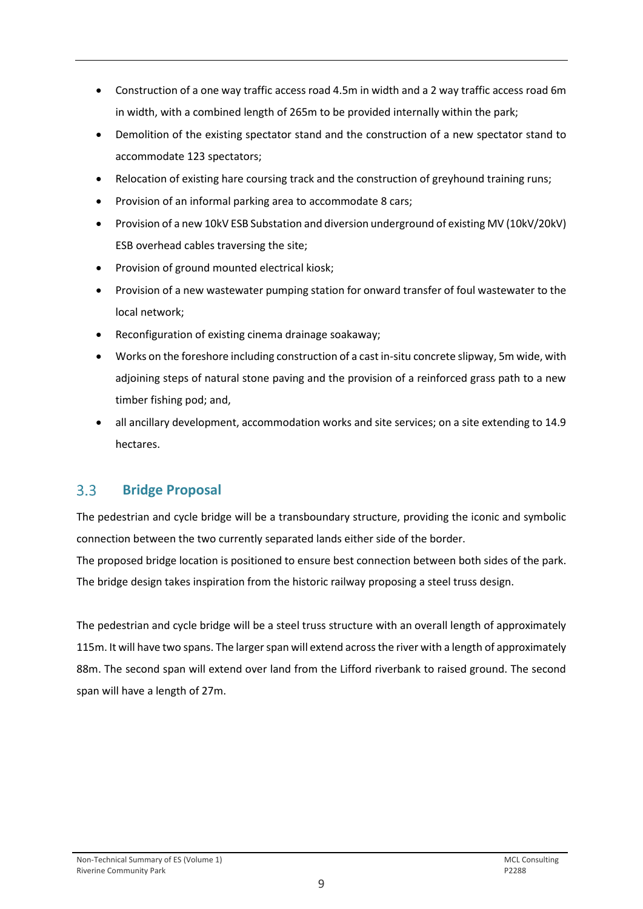- Construction of a one way traffic access road 4.5m in width and a 2 way traffic access road 6m in width, with a combined length of 265m to be provided internally within the park;
- Demolition of the existing spectator stand and the construction of a new spectator stand to accommodate 123 spectators;
- Relocation of existing hare coursing track and the construction of greyhound training runs;
- Provision of an informal parking area to accommodate 8 cars;
- Provision of a new 10kV ESB Substation and diversion underground of existing MV (10kV/20kV) ESB overhead cables traversing the site;
- Provision of ground mounted electrical kiosk;
- Provision of a new wastewater pumping station for onward transfer of foul wastewater to the local network;
- Reconfiguration of existing cinema drainage soakaway;
- Works on the foreshore including construction of a cast in-situ concrete slipway, 5m wide, with adjoining steps of natural stone paving and the provision of a reinforced grass path to a new timber fishing pod; and,
- all ancillary development, accommodation works and site services; on a site extending to 14.9 hectares.

## 3.3 Bridge Proposal

The pedestrian and cycle bridge will be a transboundary structure, providing the iconic and symbolic connection between the two currently separated lands either side of the border.
The proposed bridge location is positioned to ensure best connection between both sides of the park. The bridge design takes inspiration from the historic railway proposing a steel truss design.

The pedestrian and cycle bridge will be a steel truss structure with an overall length of approximately 115m. It will have two spans. The larger span will extend across the river with a length of approximately 88m. The second span will extend over land from the Lifford riverbank to raised ground. The second span will have a length of 27m.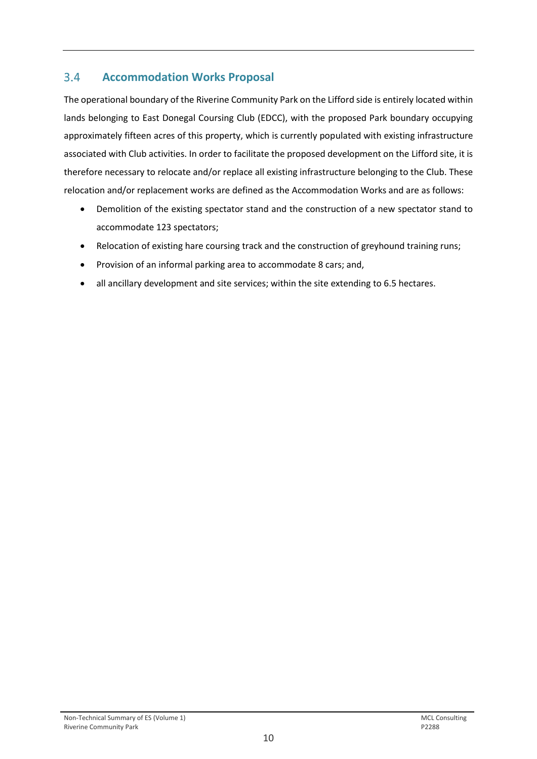## 3.4 Accommodation Works Proposal

The operational boundary of the Riverine Community Park on the Lifford side is entirely located within lands belonging to East Donegal Coursing Club (EDCC), with the proposed Park boundary occupying approximately fifteen acres of this property, which is currently populated with existing infrastructure associated with Club activities. In order to facilitate the proposed development on the Lifford site, it is therefore necessary to relocate and/or replace all existing infrastructure belonging to the Club. These relocation and/or replacement works are defined as the Accommodation Works and are as follows:

- Demolition of the existing spectator stand and the construction of a new spectator stand to accommodate 123 spectators;
- Relocation of existing hare coursing track and the construction of greyhound training runs;
- Provision of an informal parking area to accommodate 8 cars; and,
- all ancillary development and site services; within the site extending to 6.5 hectares.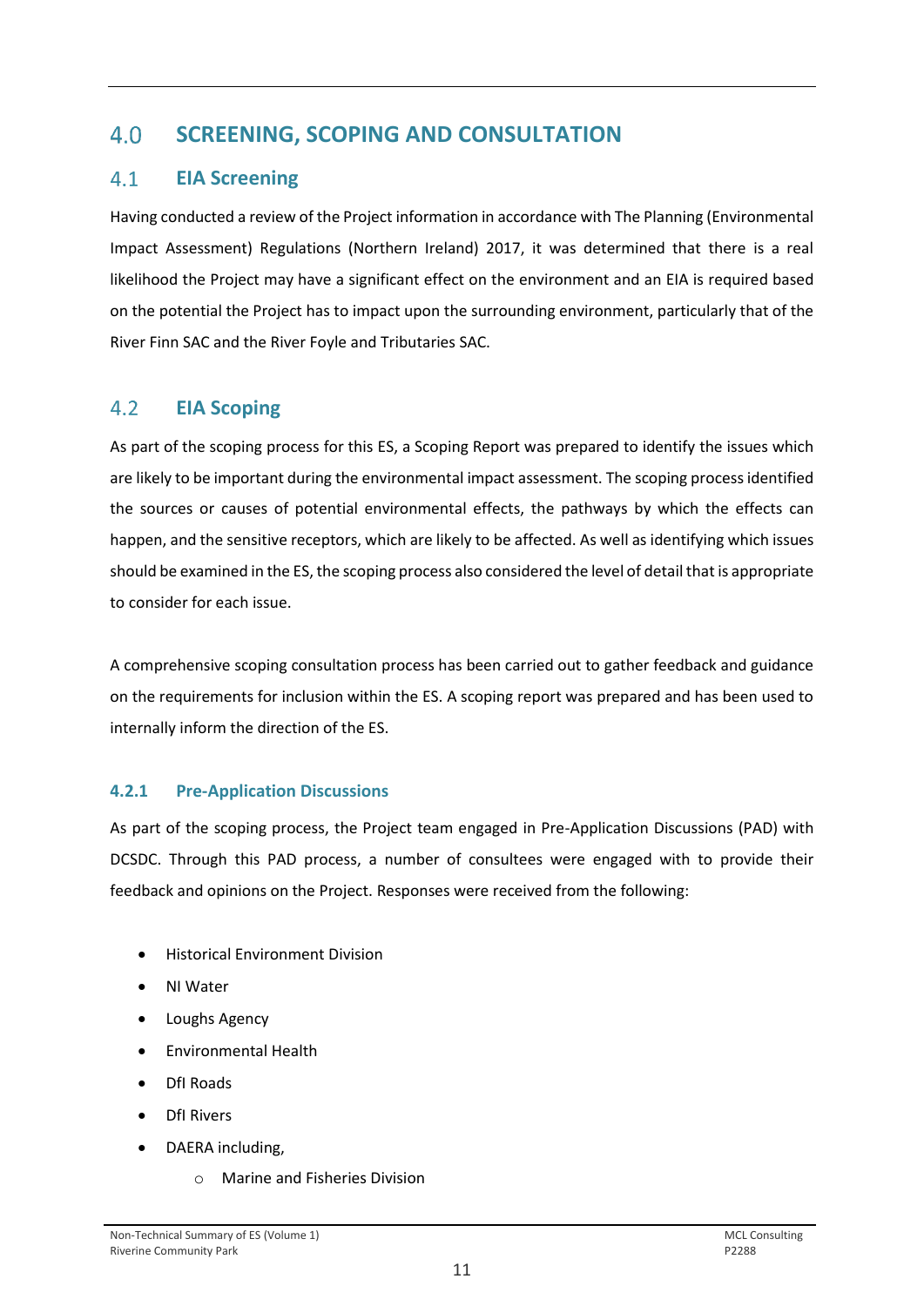# 4.0 SCREENING, SCOPING AND CONSULTATION

## 4.1 EIA Screening

Having conducted a review of the Project information in accordance with The Planning (Environmental Impact Assessment) Regulations (Northern Ireland) 2017, it was determined that there is a real likelihood the Project may have a significant effect on the environment and an EIA is required based on the potential the Project has to impact upon the surrounding environment, particularly that of the River Finn SAC and the River Foyle and Tributaries SAC.

## 4.2 EIA Scoping

As part of the scoping process for this ES, a Scoping Report was prepared to identify the issues which are likely to be important during the environmental impact assessment. The scoping process identified the sources or causes of potential environmental effects, the pathways by which the effects can happen, and the sensitive receptors, which are likely to be affected. As well as identifying which issues should be examined in the ES, the scoping process also considered the level of detail that is appropriate to consider for each issue.

A comprehensive scoping consultation process has been carried out to gather feedback and guidance on the requirements for inclusion within the ES. A scoping report was prepared and has been used to internally inform the direction of the ES.

### 4.2.1 Pre-Application Discussions

As part of the scoping process, the Project team engaged in Pre-Application Discussions (PAD) with DCSDC. Through this PAD process, a number of consultees were engaged with to provide their feedback and opinions on the Project. Responses were received from the following:

- Historical Environment Division
- NI Water
- Loughs Agency
- Environmental Health
- DfI Roads
- DfI Rivers
- DAERA including,
  - Marine and Fisheries Division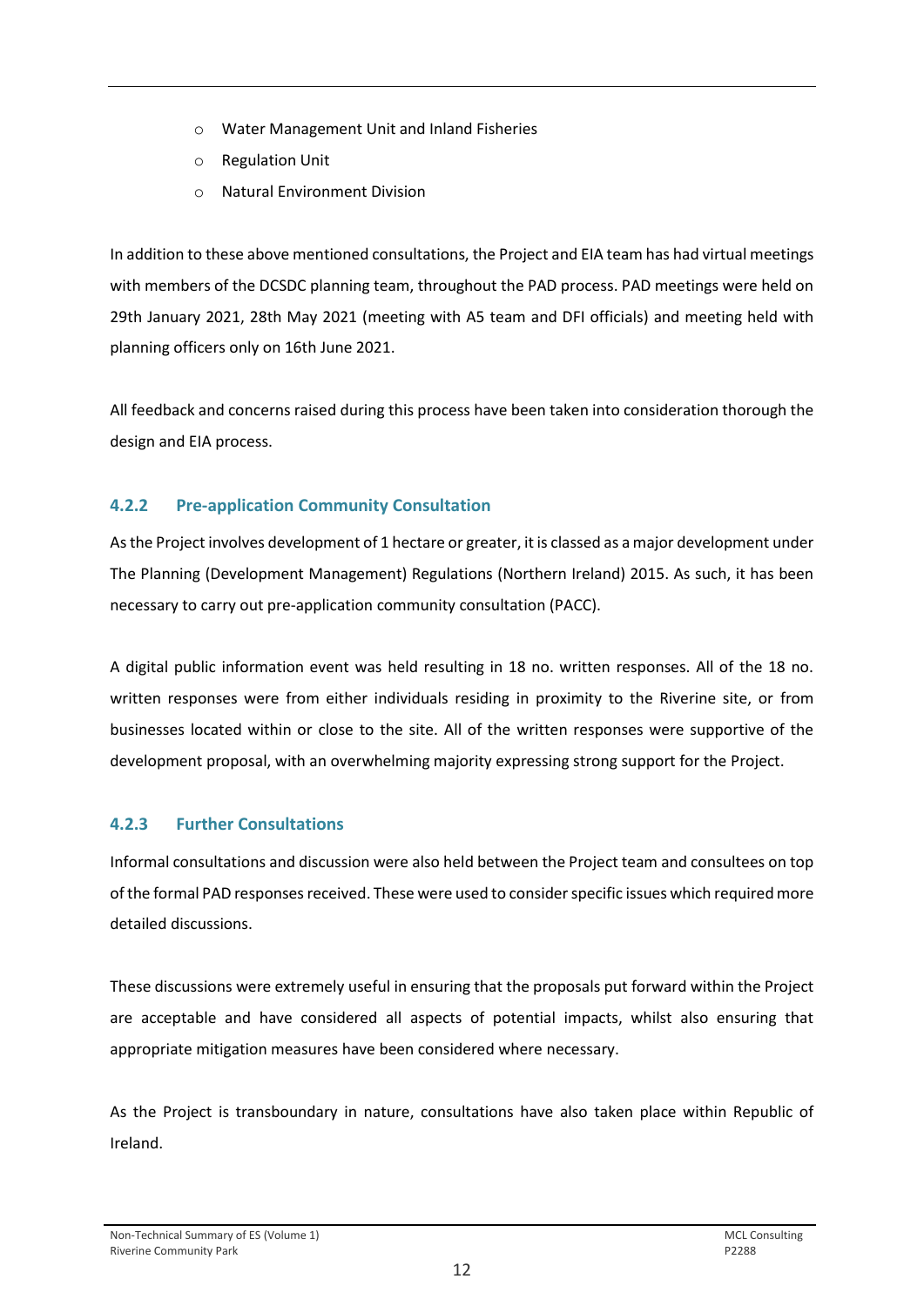- Water Management Unit and Inland Fisheries
- Regulation Unit
- Natural Environment Division

In addition to these above mentioned consultations, the Project and EIA team has had virtual meetings with members of the DCSDC planning team, throughout the PAD process. PAD meetings were held on 29th January 2021, 28th May 2021 (meeting with A5 team and DFI officials) and meeting held with planning officers only on 16th June 2021.

All feedback and concerns raised during this process have been taken into consideration thorough the design and EIA process.

### 4.2.2 Pre-application Community Consultation

As the Project involves development of 1 hectare or greater, it is classed as a major development under The Planning (Development Management) Regulations (Northern Ireland) 2015. As such, it has been necessary to carry out pre-application community consultation (PACC).

A digital public information event was held resulting in 18 no. written responses. All of the 18 no. written responses were from either individuals residing in proximity to the Riverine site, or from businesses located within or close to the site. All of the written responses were supportive of the development proposal, with an overwhelming majority expressing strong support for the Project.

### 4.2.3 Further Consultations

Informal consultations and discussion were also held between the Project team and consultees on top of the formal PAD responses received. These were used to consider specific issues which required more detailed discussions.

These discussions were extremely useful in ensuring that the proposals put forward within the Project are acceptable and have considered all aspects of potential impacts, whilst also ensuring that appropriate mitigation measures have been considered where necessary.

As the Project is transboundary in nature, consultations have also taken place within Republic of Ireland.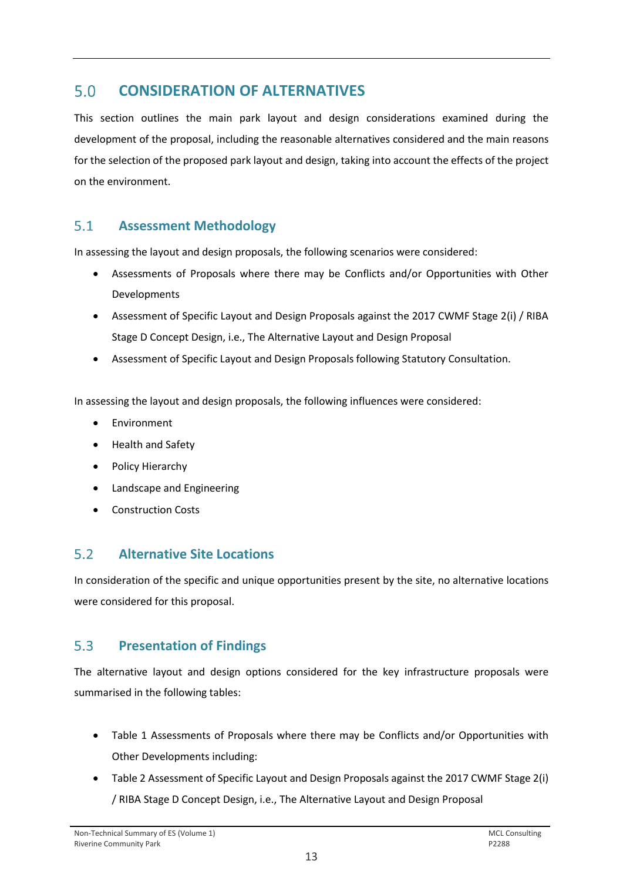## 5.0 CONSIDERATION OF ALTERNATIVES

This section outlines the main park layout and design considerations examined during the development of the proposal, including the reasonable alternatives considered and the main reasons for the selection of the proposed park layout and design, taking into account the effects of the project on the environment.

### 5.1 Assessment Methodology

In assessing the layout and design proposals, the following scenarios were considered:

- Assessments of Proposals where there may be Conflicts and/or Opportunities with Other Developments
- Assessment of Specific Layout and Design Proposals against the 2017 CWMF Stage 2(i) / RIBA Stage D Concept Design, i.e., The Alternative Layout and Design Proposal
- Assessment of Specific Layout and Design Proposals following Statutory Consultation.

In assessing the layout and design proposals, the following influences were considered:

- Environment
- Health and Safety
- Policy Hierarchy
- Landscape and Engineering
- Construction Costs

### 5.2 Alternative Site Locations

In consideration of the specific and unique opportunities present by the site, no alternative locations were considered for this proposal.

### 5.3 Presentation of Findings

The alternative layout and design options considered for the key infrastructure proposals were summarised in the following tables:

- Table 1 Assessments of Proposals where there may be Conflicts and/or Opportunities with Other Developments including:
- Table 2 Assessment of Specific Layout and Design Proposals against the 2017 CWMF Stage 2(i) / RIBA Stage D Concept Design, i.e., The Alternative Layout and Design Proposal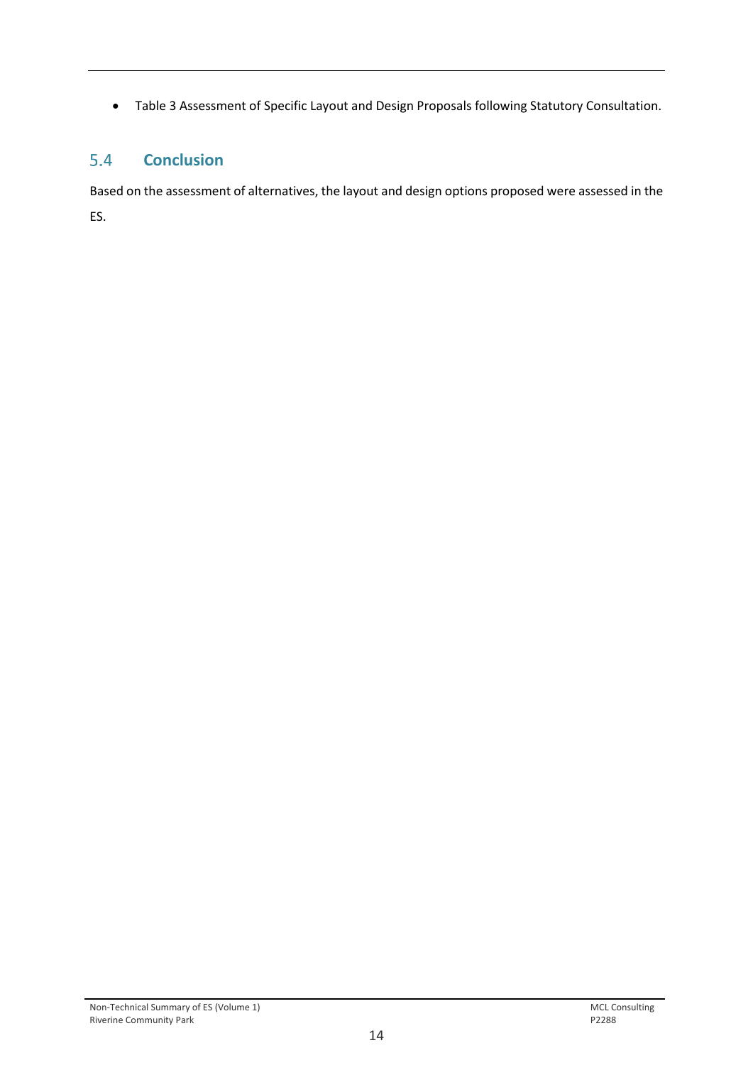- Table 3 Assessment of Specific Layout and Design Proposals following Statutory Consultation.

## 5.4 Conclusion

Based on the assessment of alternatives, the layout and design options proposed were assessed in the ES.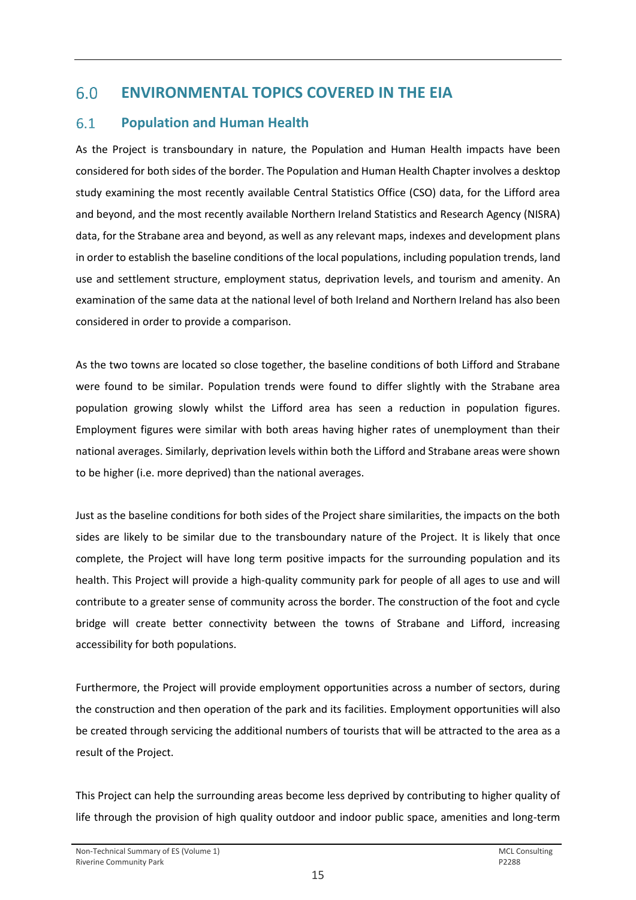# 6.0 ENVIRONMENTAL TOPICS COVERED IN THE EIA

## 6.1 Population and Human Health

As the Project is transboundary in nature, the Population and Human Health impacts have been considered for both sides of the border. The Population and Human Health Chapter involves a desktop study examining the most recently available Central Statistics Office (CSO) data, for the Lifford area and beyond, and the most recently available Northern Ireland Statistics and Research Agency (NISRA) data, for the Strabane area and beyond, as well as any relevant maps, indexes and development plans in order to establish the baseline conditions of the local populations, including population trends, land use and settlement structure, employment status, deprivation levels, and tourism and amenity. An examination of the same data at the national level of both Ireland and Northern Ireland has also been considered in order to provide a comparison.

As the two towns are located so close together, the baseline conditions of both Lifford and Strabane were found to be similar. Population trends were found to differ slightly with the Strabane area population growing slowly whilst the Lifford area has seen a reduction in population figures. Employment figures were similar with both areas having higher rates of unemployment than their national averages. Similarly, deprivation levels within both the Lifford and Strabane areas were shown to be higher (i.e. more deprived) than the national averages.

Just as the baseline conditions for both sides of the Project share similarities, the impacts on the both sides are likely to be similar due to the transboundary nature of the Project. It is likely that once complete, the Project will have long term positive impacts for the surrounding population and its health. This Project will provide a high-quality community park for people of all ages to use and will contribute to a greater sense of community across the border. The construction of the foot and cycle bridge will create better connectivity between the towns of Strabane and Lifford, increasing accessibility for both populations.

Furthermore, the Project will provide employment opportunities across a number of sectors, during the construction and then operation of the park and its facilities. Employment opportunities will also be created through servicing the additional numbers of tourists that will be attracted to the area as a result of the Project.

This Project can help the surrounding areas become less deprived by contributing to higher quality of life through the provision of high quality outdoor and indoor public space, amenities and long-term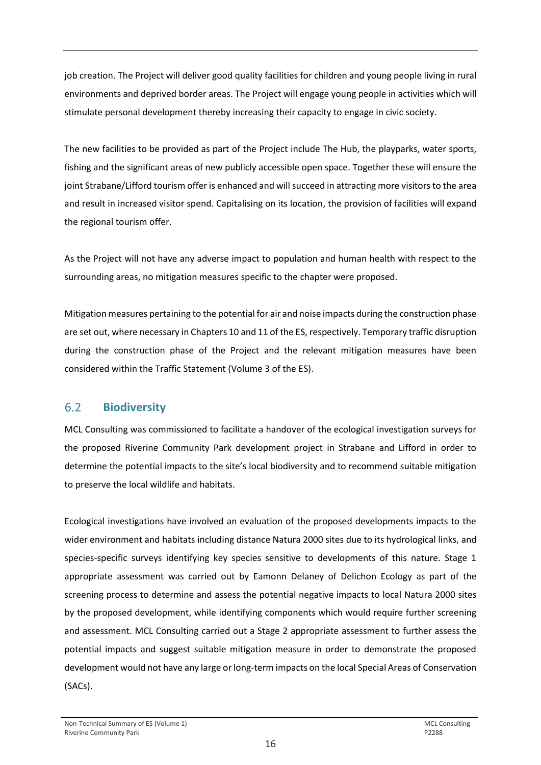job creation. The Project will deliver good quality facilities for children and young people living in rural environments and deprived border areas. The Project will engage young people in activities which will stimulate personal development thereby increasing their capacity to engage in civic society.

The new facilities to be provided as part of the Project include The Hub, the playparks, water sports, fishing and the significant areas of new publicly accessible open space. Together these will ensure the joint Strabane/Lifford tourism offer is enhanced and will succeed in attracting more visitors to the area and result in increased visitor spend. Capitalising on its location, the provision of facilities will expand the regional tourism offer.

As the Project will not have any adverse impact to population and human health with respect to the surrounding areas, no mitigation measures specific to the chapter were proposed.

Mitigation measures pertaining to the potential for air and noise impacts during the construction phase are set out, where necessary in Chapters 10 and 11 of the ES, respectively. Temporary traffic disruption during the construction phase of the Project and the relevant mitigation measures have been considered within the Traffic Statement (Volume 3 of the ES).

## 6.2 Biodiversity

MCL Consulting was commissioned to facilitate a handover of the ecological investigation surveys for the proposed Riverine Community Park development project in Strabane and Lifford in order to determine the potential impacts to the site's local biodiversity and to recommend suitable mitigation to preserve the local wildlife and habitats.

Ecological investigations have involved an evaluation of the proposed developments impacts to the wider environment and habitats including distance Natura 2000 sites due to its hydrological links, and species-specific surveys identifying key species sensitive to developments of this nature. Stage 1 appropriate assessment was carried out by Eamonn Delaney of Delichon Ecology as part of the screening process to determine and assess the potential negative impacts to local Natura 2000 sites by the proposed development, while identifying components which would require further screening and assessment. MCL Consulting carried out a Stage 2 appropriate assessment to further assess the potential impacts and suggest suitable mitigation measure in order to demonstrate the proposed development would not have any large or long-term impacts on the local Special Areas of Conservation (SACs).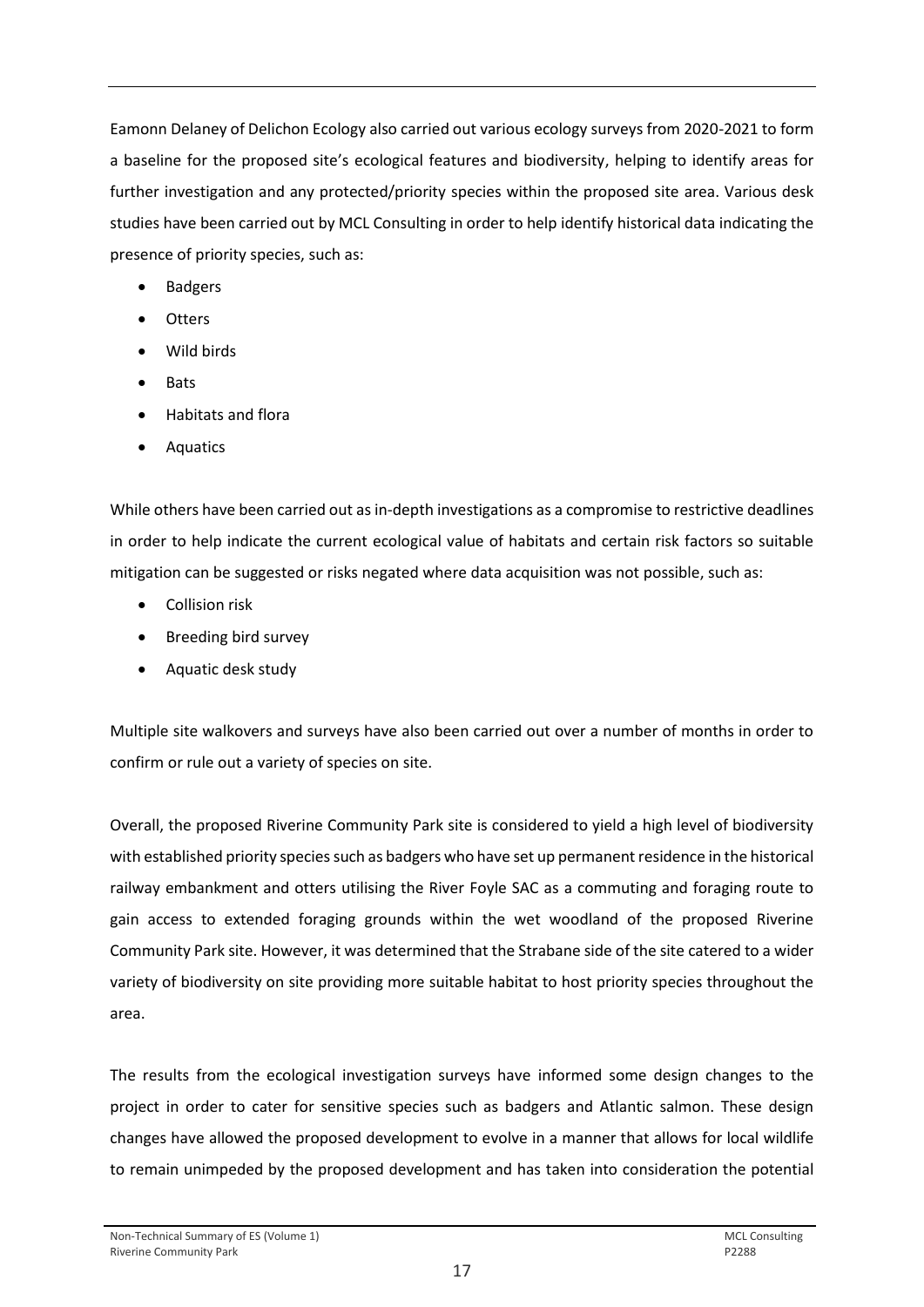Eamonn Delaney of Delichon Ecology also carried out various ecology surveys from 2020-2021 to form a baseline for the proposed site's ecological features and biodiversity, helping to identify areas for further investigation and any protected/priority species within the proposed site area. Various desk studies have been carried out by MCL Consulting in order to help identify historical data indicating the presence of priority species, such as:

- Badgers
- Otters
- Wild birds
- Bats
- Habitats and flora
- Aquatics

While others have been carried out as in-depth investigations as a compromise to restrictive deadlines in order to help indicate the current ecological value of habitats and certain risk factors so suitable mitigation can be suggested or risks negated where data acquisition was not possible, such as:

- Collision risk
- Breeding bird survey
- Aquatic desk study

Multiple site walkovers and surveys have also been carried out over a number of months in order to confirm or rule out a variety of species on site.

Overall, the proposed Riverine Community Park site is considered to yield a high level of biodiversity with established priority species such as badgers who have set up permanent residence in the historical railway embankment and otters utilising the River Foyle SAC as a commuting and foraging route to gain access to extended foraging grounds within the wet woodland of the proposed Riverine Community Park site. However, it was determined that the Strabane side of the site catered to a wider variety of biodiversity on site providing more suitable habitat to host priority species throughout the area.

The results from the ecological investigation surveys have informed some design changes to the project in order to cater for sensitive species such as badgers and Atlantic salmon. These design changes have allowed the proposed development to evolve in a manner that allows for local wildlife to remain unimpeded by the proposed development and has taken into consideration the potential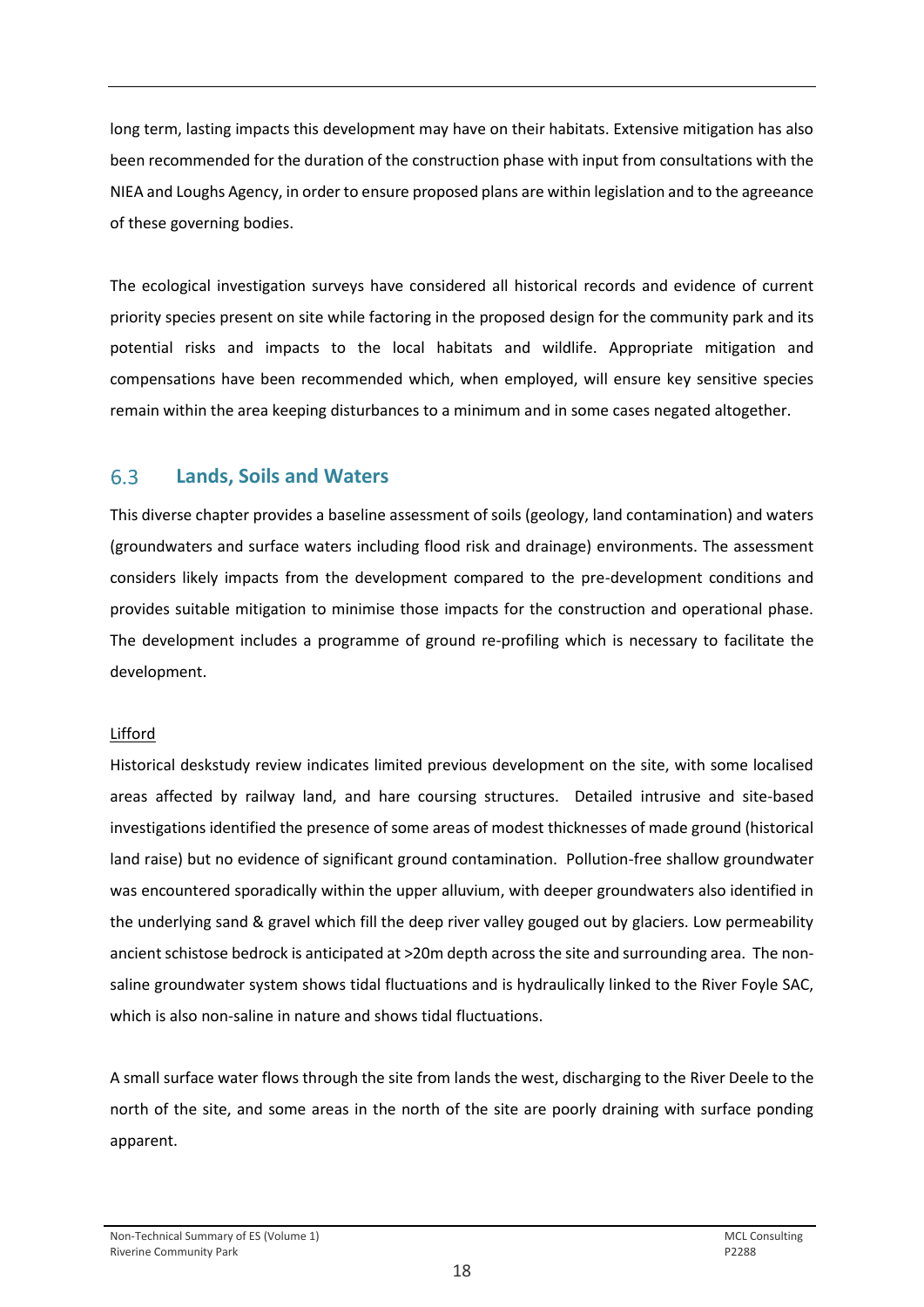long term, lasting impacts this development may have on their habitats. Extensive mitigation has also been recommended for the duration of the construction phase with input from consultations with the NIEA and Loughs Agency, in order to ensure proposed plans are within legislation and to the agreeance of these governing bodies.

The ecological investigation surveys have considered all historical records and evidence of current priority species present on site while factoring in the proposed design for the community park and its potential risks and impacts to the local habitats and wildlife. Appropriate mitigation and compensations have been recommended which, when employed, will ensure key sensitive species remain within the area keeping disturbances to a minimum and in some cases negated altogether.

## 6.3 Lands, Soils and Waters

This diverse chapter provides a baseline assessment of soils (geology, land contamination) and waters (groundwaters and surface waters including flood risk and drainage) environments. The assessment considers likely impacts from the development compared to the pre-development conditions and provides suitable mitigation to minimise those impacts for the construction and operational phase. The development includes a programme of ground re-profiling which is necessary to facilitate the development.

<u>Lifford</u>

Historical deskstudy review indicates limited previous development on the site, with some localised areas affected by railway land, and hare coursing structures. Detailed intrusive and site-based investigations identified the presence of some areas of modest thicknesses of made ground (historical land raise) but no evidence of significant ground contamination. Pollution-free shallow groundwater was encountered sporadically within the upper alluvium, with deeper groundwaters also identified in the underlying sand & gravel which fill the deep river valley gouged out by glaciers. Low permeability ancient schistose bedrock is anticipated at >20m depth across the site and surrounding area. The non-saline groundwater system shows tidal fluctuations and is hydraulically linked to the River Foyle SAC, which is also non-saline in nature and shows tidal fluctuations.

A small surface water flows through the site from lands the west, discharging to the River Deele to the north of the site, and some areas in the north of the site are poorly draining with surface ponding apparent.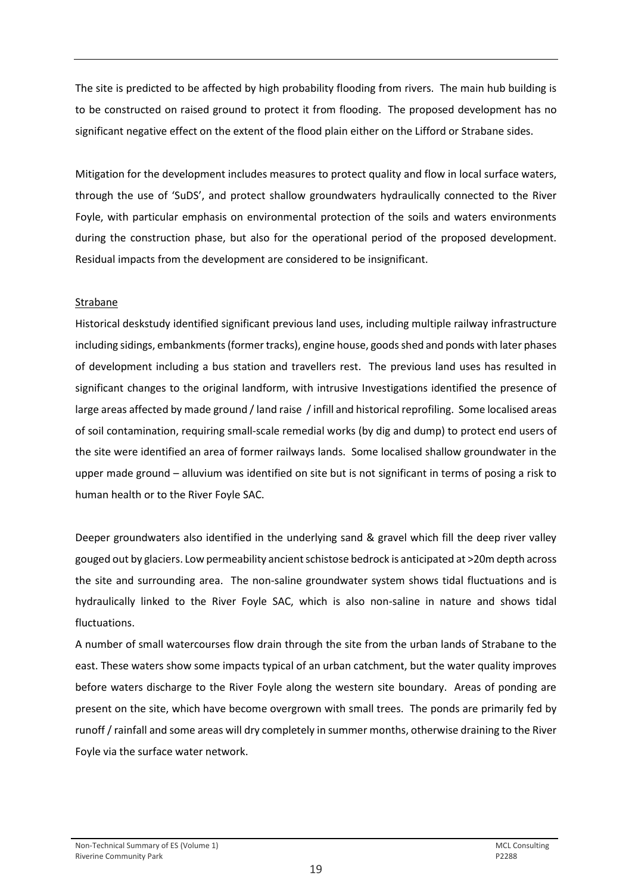The site is predicted to be affected by high probability flooding from rivers. The main hub building is to be constructed on raised ground to protect it from flooding. The proposed development has no significant negative effect on the extent of the flood plain either on the Lifford or Strabane sides.

Mitigation for the development includes measures to protect quality and flow in local surface waters, through the use of 'SuDS', and protect shallow groundwaters hydraulically connected to the River Foyle, with particular emphasis on environmental protection of the soils and waters environments during the construction phase, but also for the operational period of the proposed development. Residual impacts from the development are considered to be insignificant.

Strabane

Historical deskstudy identified significant previous land uses, including multiple railway infrastructure including sidings, embankments (former tracks), engine house, goods shed and ponds with later phases of development including a bus station and travellers rest. The previous land uses has resulted in significant changes to the original landform, with intrusive Investigations identified the presence of large areas affected by made ground / land raise / infill and historical reprofiling. Some localised areas of soil contamination, requiring small-scale remedial works (by dig and dump) to protect end users of the site were identified an area of former railways lands. Some localised shallow groundwater in the upper made ground – alluvium was identified on site but is not significant in terms of posing a risk to human health or to the River Foyle SAC.

Deeper groundwaters also identified in the underlying sand & gravel which fill the deep river valley gouged out by glaciers. Low permeability ancient schistose bedrock is anticipated at >20m depth across the site and surrounding area. The non-saline groundwater system shows tidal fluctuations and is hydraulically linked to the River Foyle SAC, which is also non-saline in nature and shows tidal fluctuations.

A number of small watercourses flow drain through the site from the urban lands of Strabane to the east. These waters show some impacts typical of an urban catchment, but the water quality improves before waters discharge to the River Foyle along the western site boundary. Areas of ponding are present on the site, which have become overgrown with small trees. The ponds are primarily fed by runoff / rainfall and some areas will dry completely in summer months, otherwise draining to the River Foyle via the surface water network.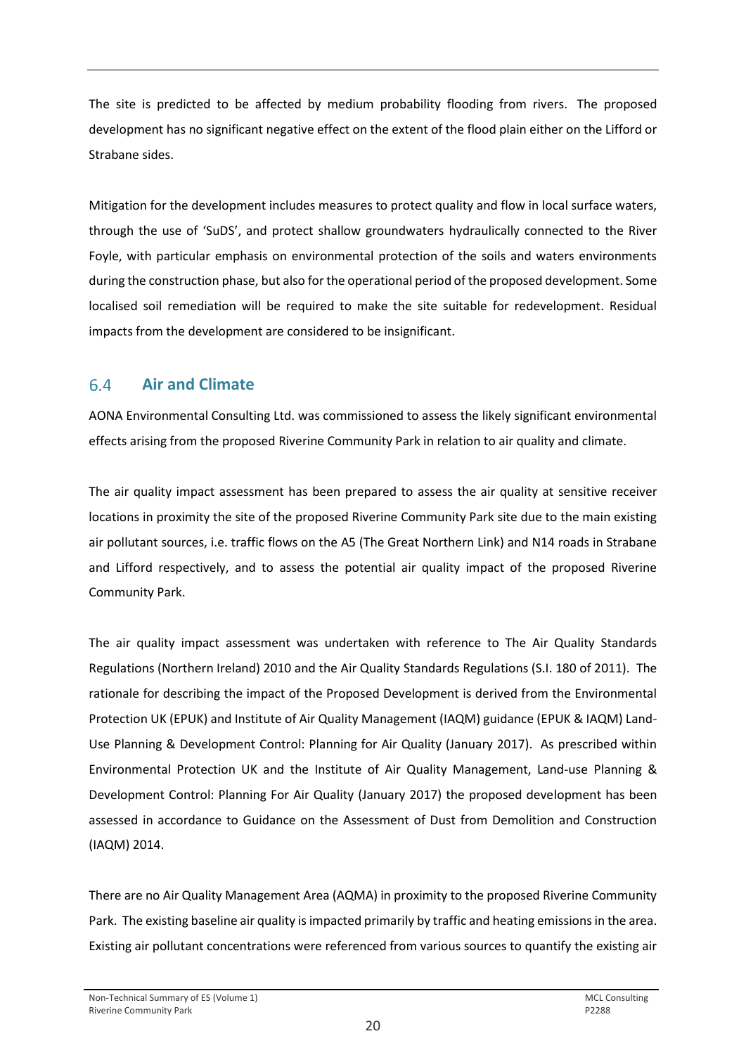The site is predicted to be affected by medium probability flooding from rivers. The proposed development has no significant negative effect on the extent of the flood plain either on the Lifford or Strabane sides.

Mitigation for the development includes measures to protect quality and flow in local surface waters, through the use of 'SuDS', and protect shallow groundwaters hydraulically connected to the River Foyle, with particular emphasis on environmental protection of the soils and waters environments during the construction phase, but also for the operational period of the proposed development. Some localised soil remediation will be required to make the site suitable for redevelopment. Residual impacts from the development are considered to be insignificant.

## 6.4 Air and Climate

AONA Environmental Consulting Ltd. was commissioned to assess the likely significant environmental effects arising from the proposed Riverine Community Park in relation to air quality and climate.

The air quality impact assessment has been prepared to assess the air quality at sensitive receiver locations in proximity the site of the proposed Riverine Community Park site due to the main existing air pollutant sources, i.e. traffic flows on the A5 (The Great Northern Link) and N14 roads in Strabane and Lifford respectively, and to assess the potential air quality impact of the proposed Riverine Community Park.

The air quality impact assessment was undertaken with reference to The Air Quality Standards Regulations (Northern Ireland) 2010 and the Air Quality Standards Regulations (S.I. 180 of 2011). The rationale for describing the impact of the Proposed Development is derived from the Environmental Protection UK (EPUK) and Institute of Air Quality Management (IAQM) guidance (EPUK & IAQM) Land-Use Planning & Development Control: Planning for Air Quality (January 2017). As prescribed within Environmental Protection UK and the Institute of Air Quality Management, Land-use Planning & Development Control: Planning For Air Quality (January 2017) the proposed development has been assessed in accordance to Guidance on the Assessment of Dust from Demolition and Construction (IAQM) 2014.

There are no Air Quality Management Area (AQMA) in proximity to the proposed Riverine Community Park. The existing baseline air quality is impacted primarily by traffic and heating emissions in the area. Existing air pollutant concentrations were referenced from various sources to quantify the existing air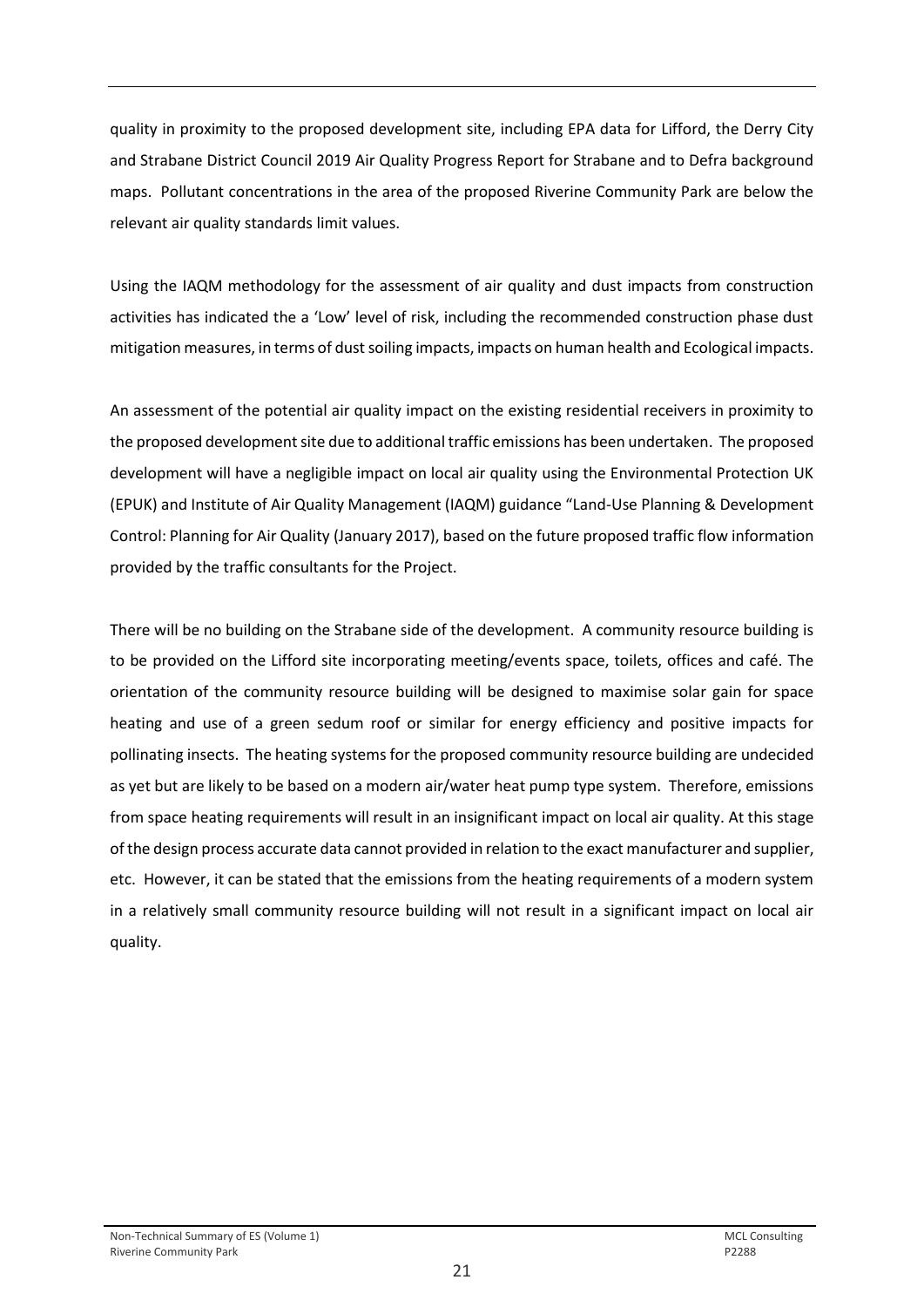quality in proximity to the proposed development site, including EPA data for Lifford, the Derry City and Strabane District Council 2019 Air Quality Progress Report for Strabane and to Defra background maps. Pollutant concentrations in the area of the proposed Riverine Community Park are below the relevant air quality standards limit values.

Using the IAQM methodology for the assessment of air quality and dust impacts from construction activities has indicated the a 'Low' level of risk, including the recommended construction phase dust mitigation measures, in terms of dust soiling impacts, impacts on human health and Ecological impacts.

An assessment of the potential air quality impact on the existing residential receivers in proximity to the proposed development site due to additional traffic emissions has been undertaken. The proposed development will have a negligible impact on local air quality using the Environmental Protection UK (EPUK) and Institute of Air Quality Management (IAQM) guidance "Land-Use Planning & Development Control: Planning for Air Quality (January 2017), based on the future proposed traffic flow information provided by the traffic consultants for the Project.

There will be no building on the Strabane side of the development. A community resource building is to be provided on the Lifford site incorporating meeting/events space, toilets, offices and café. The orientation of the community resource building will be designed to maximise solar gain for space heating and use of a green sedum roof or similar for energy efficiency and positive impacts for pollinating insects. The heating systems for the proposed community resource building are undecided as yet but are likely to be based on a modern air/water heat pump type system. Therefore, emissions from space heating requirements will result in an insignificant impact on local air quality. At this stage of the design process accurate data cannot provided in relation to the exact manufacturer and supplier, etc. However, it can be stated that the emissions from the heating requirements of a modern system in a relatively small community resource building will not result in a significant impact on local air quality.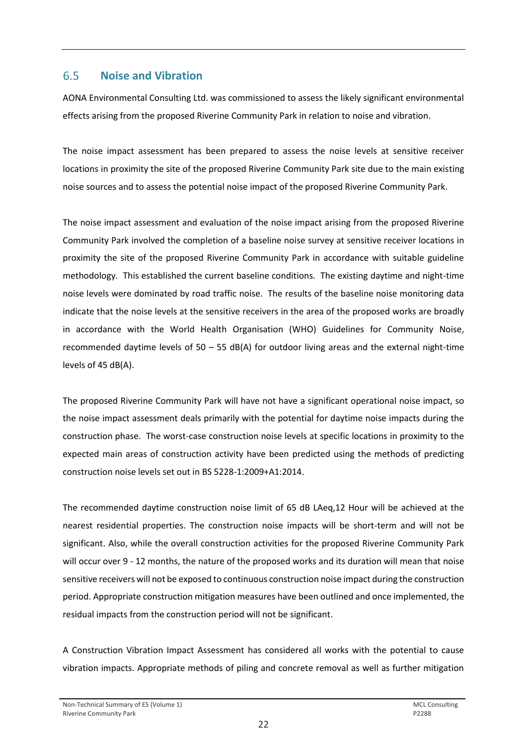## 6.5 Noise and Vibration

AONA Environmental Consulting Ltd. was commissioned to assess the likely significant environmental effects arising from the proposed Riverine Community Park in relation to noise and vibration.

The noise impact assessment has been prepared to assess the noise levels at sensitive receiver locations in proximity the site of the proposed Riverine Community Park site due to the main existing noise sources and to assess the potential noise impact of the proposed Riverine Community Park.

The noise impact assessment and evaluation of the noise impact arising from the proposed Riverine Community Park involved the completion of a baseline noise survey at sensitive receiver locations in proximity the site of the proposed Riverine Community Park in accordance with suitable guideline methodology. This established the current baseline conditions. The existing daytime and night-time noise levels were dominated by road traffic noise. The results of the baseline noise monitoring data indicate that the noise levels at the sensitive receivers in the area of the proposed works are broadly in accordance with the World Health Organisation (WHO) Guidelines for Community Noise, recommended daytime levels of 50 – 55 dB(A) for outdoor living areas and the external night-time levels of 45 dB(A).

The proposed Riverine Community Park will have not have a significant operational noise impact, so the noise impact assessment deals primarily with the potential for daytime noise impacts during the construction phase. The worst-case construction noise levels at specific locations in proximity to the expected main areas of construction activity have been predicted using the methods of predicting construction noise levels set out in BS 5228-1:2009+A1:2014.

The recommended daytime construction noise limit of 65 dB LAeq,12 Hour will be achieved at the nearest residential properties. The construction noise impacts will be short-term and will not be significant. Also, while the overall construction activities for the proposed Riverine Community Park will occur over 9 - 12 months, the nature of the proposed works and its duration will mean that noise sensitive receivers will not be exposed to continuous construction noise impact during the construction period. Appropriate construction mitigation measures have been outlined and once implemented, the residual impacts from the construction period will not be significant.

A Construction Vibration Impact Assessment has considered all works with the potential to cause vibration impacts. Appropriate methods of piling and concrete removal as well as further mitigation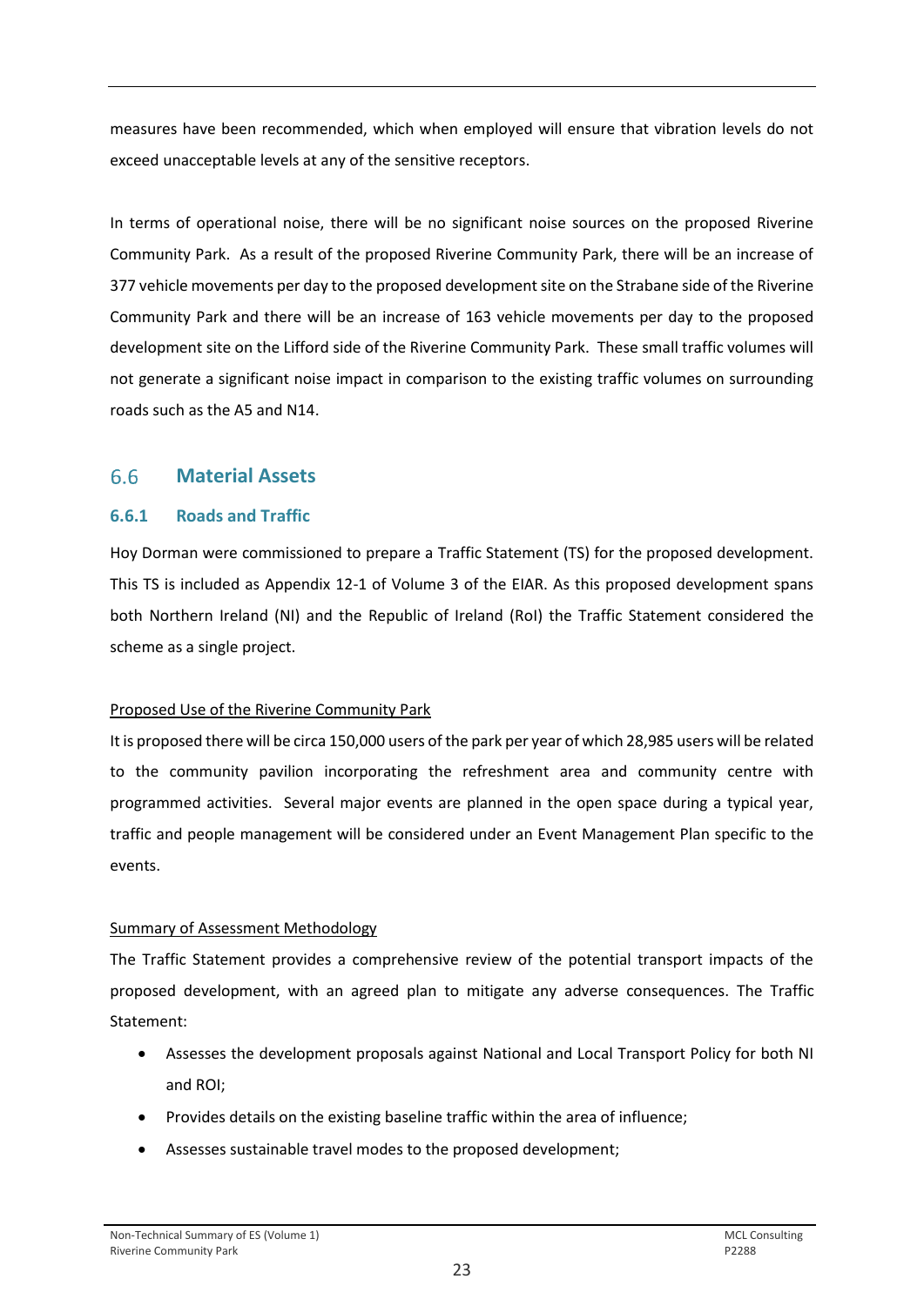measures have been recommended, which when employed will ensure that vibration levels do not exceed unacceptable levels at any of the sensitive receptors.

In terms of operational noise, there will be no significant noise sources on the proposed Riverine Community Park. As a result of the proposed Riverine Community Park, there will be an increase of 377 vehicle movements per day to the proposed development site on the Strabane side of the Riverine Community Park and there will be an increase of 163 vehicle movements per day to the proposed development site on the Lifford side of the Riverine Community Park. These small traffic volumes will not generate a significant noise impact in comparison to the existing traffic volumes on surrounding roads such as the A5 and N14.

## 6.6 Material Assets

### 6.6.1 Roads and Traffic

Hoy Dorman were commissioned to prepare a Traffic Statement (TS) for the proposed development. This TS is included as Appendix 12-1 of Volume 3 of the EIAR. As this proposed development spans both Northern Ireland (NI) and the Republic of Ireland (RoI) the Traffic Statement considered the scheme as a single project.

Proposed Use of the Riverine Community Park

It is proposed there will be circa 150,000 users of the park per year of which 28,985 users will be related to the community pavilion incorporating the refreshment area and community centre with programmed activities. Several major events are planned in the open space during a typical year, traffic and people management will be considered under an Event Management Plan specific to the events.

Summary of Assessment Methodology

The Traffic Statement provides a comprehensive review of the potential transport impacts of the proposed development, with an agreed plan to mitigate any adverse consequences. The Traffic Statement:

- Assesses the development proposals against National and Local Transport Policy for both NI and ROI;
- Provides details on the existing baseline traffic within the area of influence;
- Assesses sustainable travel modes to the proposed development;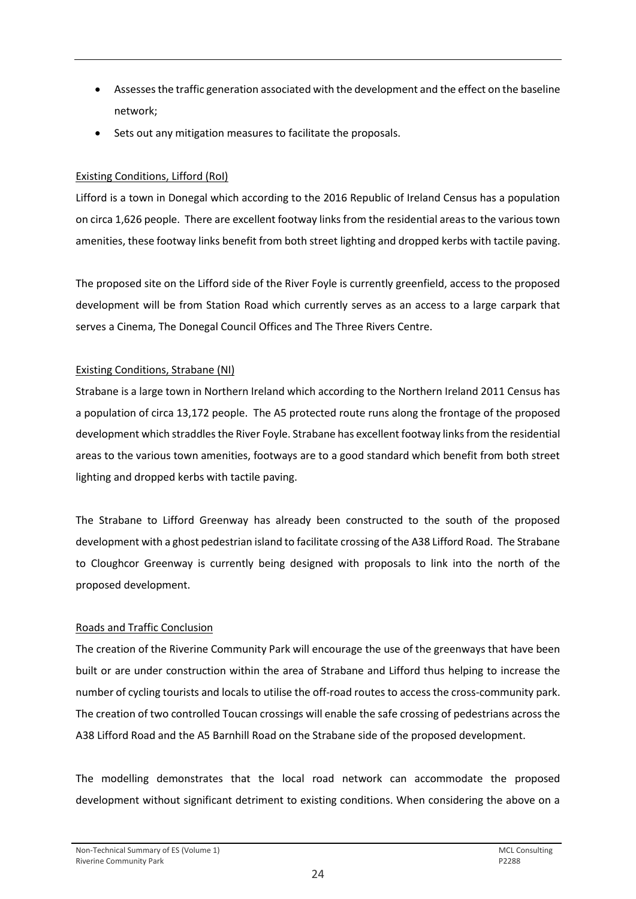- Assesses the traffic generation associated with the development and the effect on the baseline network;
- Sets out any mitigation measures to facilitate the proposals.

Existing Conditions, Lifford (RoI)

Lifford is a town in Donegal which according to the 2016 Republic of Ireland Census has a population on circa 1,626 people. There are excellent footway links from the residential areas to the various town amenities, these footway links benefit from both street lighting and dropped kerbs with tactile paving.

The proposed site on the Lifford side of the River Foyle is currently greenfield, access to the proposed development will be from Station Road which currently serves as an access to a large carpark that serves a Cinema, The Donegal Council Offices and The Three Rivers Centre.

Existing Conditions, Strabane (NI)

Strabane is a large town in Northern Ireland which according to the Northern Ireland 2011 Census has a population of circa 13,172 people. The A5 protected route runs along the frontage of the proposed development which straddles the River Foyle. Strabane has excellent footway links from the residential areas to the various town amenities, footways are to a good standard which benefit from both street lighting and dropped kerbs with tactile paving.

The Strabane to Lifford Greenway has already been constructed to the south of the proposed development with a ghost pedestrian island to facilitate crossing of the A38 Lifford Road. The Strabane to Cloughcor Greenway is currently being designed with proposals to link into the north of the proposed development.

Roads and Traffic Conclusion

The creation of the Riverine Community Park will encourage the use of the greenways that have been built or are under construction within the area of Strabane and Lifford thus helping to increase the number of cycling tourists and locals to utilise the off-road routes to access the cross-community park. The creation of two controlled Toucan crossings will enable the safe crossing of pedestrians across the A38 Lifford Road and the A5 Barnhill Road on the Strabane side of the proposed development.

The modelling demonstrates that the local road network can accommodate the proposed development without significant detriment to existing conditions. When considering the above on a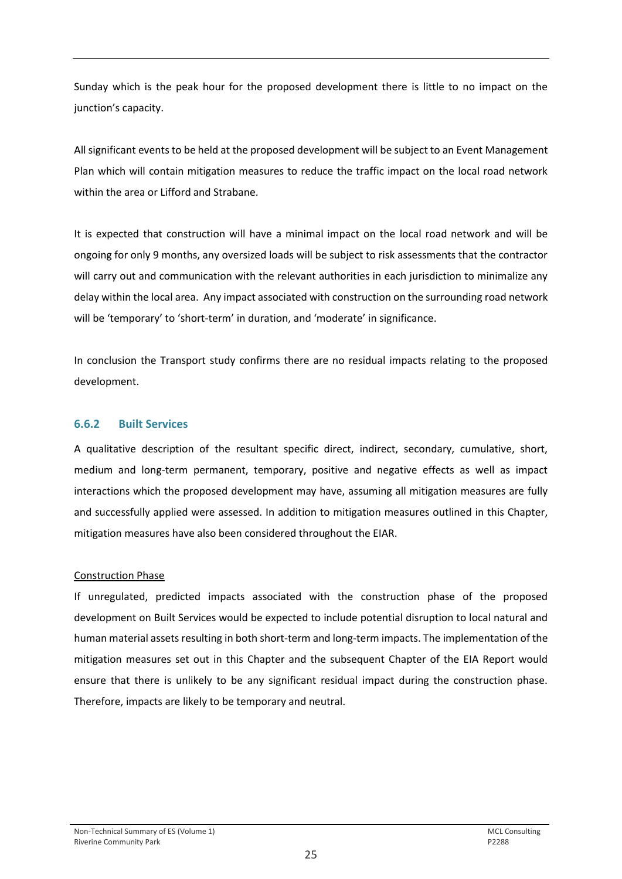Sunday which is the peak hour for the proposed development there is little to no impact on the junction's capacity.

All significant events to be held at the proposed development will be subject to an Event Management Plan which will contain mitigation measures to reduce the traffic impact on the local road network within the area or Lifford and Strabane.

It is expected that construction will have a minimal impact on the local road network and will be ongoing for only 9 months, any oversized loads will be subject to risk assessments that the contractor will carry out and communication with the relevant authorities in each jurisdiction to minimalize any delay within the local area. Any impact associated with construction on the surrounding road network will be 'temporary' to 'short-term' in duration, and 'moderate' in significance.

In conclusion the Transport study confirms there are no residual impacts relating to the proposed development.

### 6.6.2 Built Services

A qualitative description of the resultant specific direct, indirect, secondary, cumulative, short, medium and long-term permanent, temporary, positive and negative effects as well as impact interactions which the proposed development may have, assuming all mitigation measures are fully and successfully applied were assessed. In addition to mitigation measures outlined in this Chapter, mitigation measures have also been considered throughout the EIAR.

Construction Phase

If unregulated, predicted impacts associated with the construction phase of the proposed development on Built Services would be expected to include potential disruption to local natural and human material assets resulting in both short-term and long-term impacts. The implementation of the mitigation measures set out in this Chapter and the subsequent Chapter of the EIA Report would ensure that there is unlikely to be any significant residual impact during the construction phase. Therefore, impacts are likely to be temporary and neutral.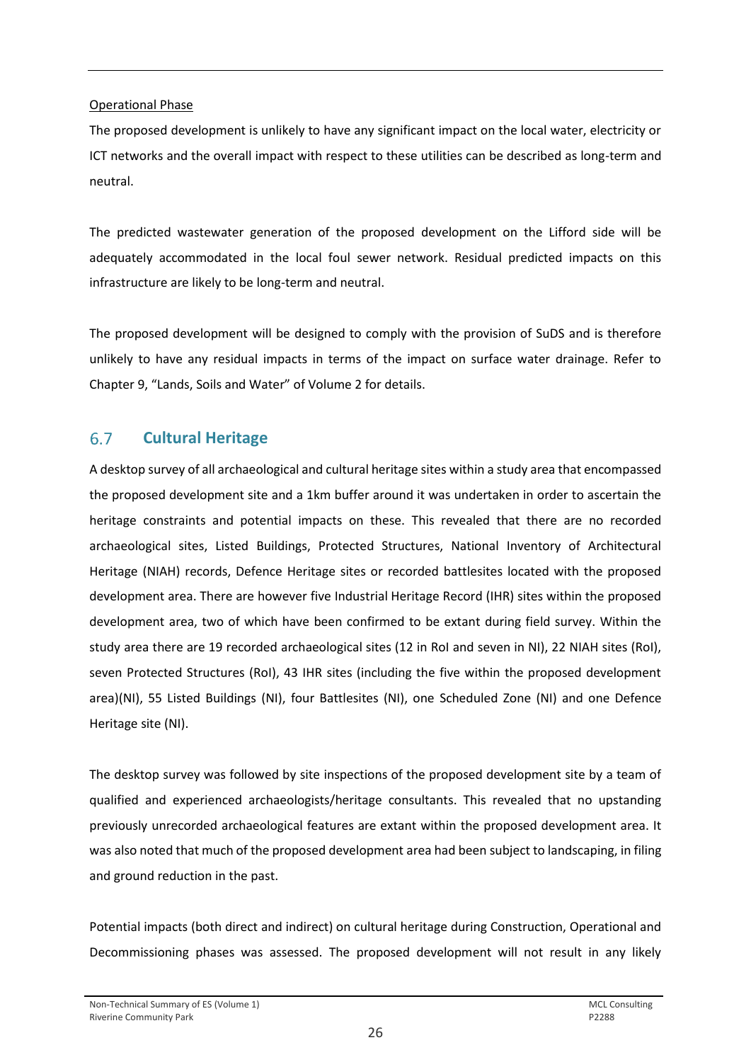Operational Phase

The proposed development is unlikely to have any significant impact on the local water, electricity or ICT networks and the overall impact with respect to these utilities can be described as long-term and neutral.

The predicted wastewater generation of the proposed development on the Lifford side will be adequately accommodated in the local foul sewer network. Residual predicted impacts on this infrastructure are likely to be long-term and neutral.

The proposed development will be designed to comply with the provision of SuDS and is therefore unlikely to have any residual impacts in terms of the impact on surface water drainage. Refer to Chapter 9, "Lands, Soils and Water" of Volume 2 for details.

## 6.7 Cultural Heritage

A desktop survey of all archaeological and cultural heritage sites within a study area that encompassed the proposed development site and a 1km buffer around it was undertaken in order to ascertain the heritage constraints and potential impacts on these. This revealed that there are no recorded archaeological sites, Listed Buildings, Protected Structures, National Inventory of Architectural Heritage (NIAH) records, Defence Heritage sites or recorded battlesites located with the proposed development area. There are however five Industrial Heritage Record (IHR) sites within the proposed development area, two of which have been confirmed to be extant during field survey. Within the study area there are 19 recorded archaeological sites (12 in RoI and seven in NI), 22 NIAH sites (RoI), seven Protected Structures (RoI), 43 IHR sites (including the five within the proposed development area)(NI), 55 Listed Buildings (NI), four Battlesites (NI), one Scheduled Zone (NI) and one Defence Heritage site (NI).

The desktop survey was followed by site inspections of the proposed development site by a team of qualified and experienced archaeologists/heritage consultants. This revealed that no upstanding previously unrecorded archaeological features are extant within the proposed development area. It was also noted that much of the proposed development area had been subject to landscaping, in filing and ground reduction in the past.

Potential impacts (both direct and indirect) on cultural heritage during Construction, Operational and Decommissioning phases was assessed. The proposed development will not result in any likely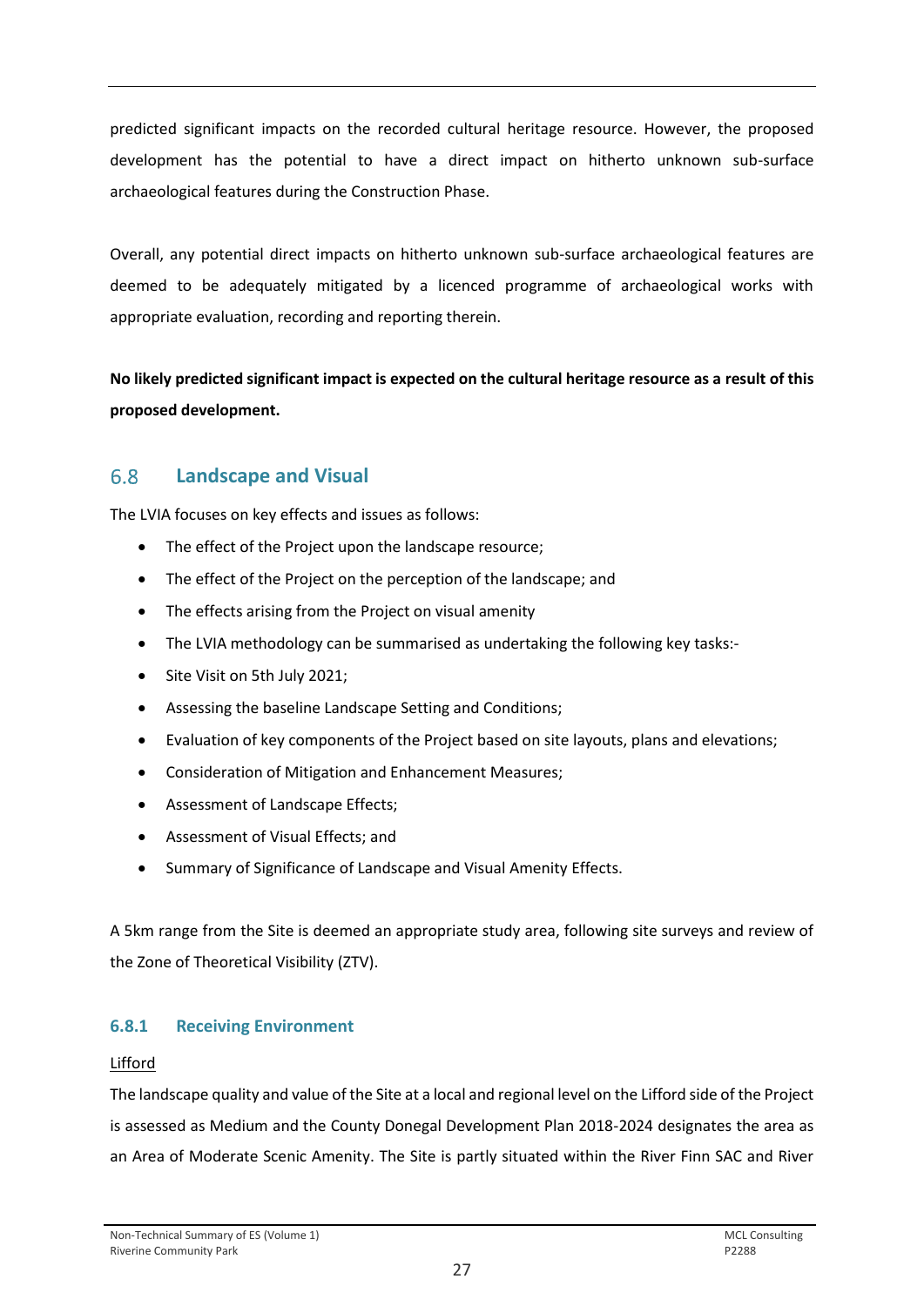predicted significant impacts on the recorded cultural heritage resource. However, the proposed development has the potential to have a direct impact on hitherto unknown sub-surface archaeological features during the Construction Phase.

Overall, any potential direct impacts on hitherto unknown sub-surface archaeological features are deemed to be adequately mitigated by a licenced programme of archaeological works with appropriate evaluation, recording and reporting therein.

**No likely predicted significant impact is expected on the cultural heritage resource as a result of this proposed development.**

## 6.8 Landscape and Visual

The LVIA focuses on key effects and issues as follows:

- The effect of the Project upon the landscape resource;
- The effect of the Project on the perception of the landscape; and
- The effects arising from the Project on visual amenity
- The LVIA methodology can be summarised as undertaking the following key tasks:-
- Site Visit on 5th July 2021;
- Assessing the baseline Landscape Setting and Conditions;
- Evaluation of key components of the Project based on site layouts, plans and elevations;
- Consideration of Mitigation and Enhancement Measures;
- Assessment of Landscape Effects;
- Assessment of Visual Effects; and
- Summary of Significance of Landscape and Visual Amenity Effects.

A 5km range from the Site is deemed an appropriate study area, following site surveys and review of the Zone of Theoretical Visibility (ZTV).

### 6.8.1 Receiving Environment

Lifford

The landscape quality and value of the Site at a local and regional level on the Lifford side of the Project is assessed as Medium and the County Donegal Development Plan 2018-2024 designates the area as an Area of Moderate Scenic Amenity. The Site is partly situated within the River Finn SAC and River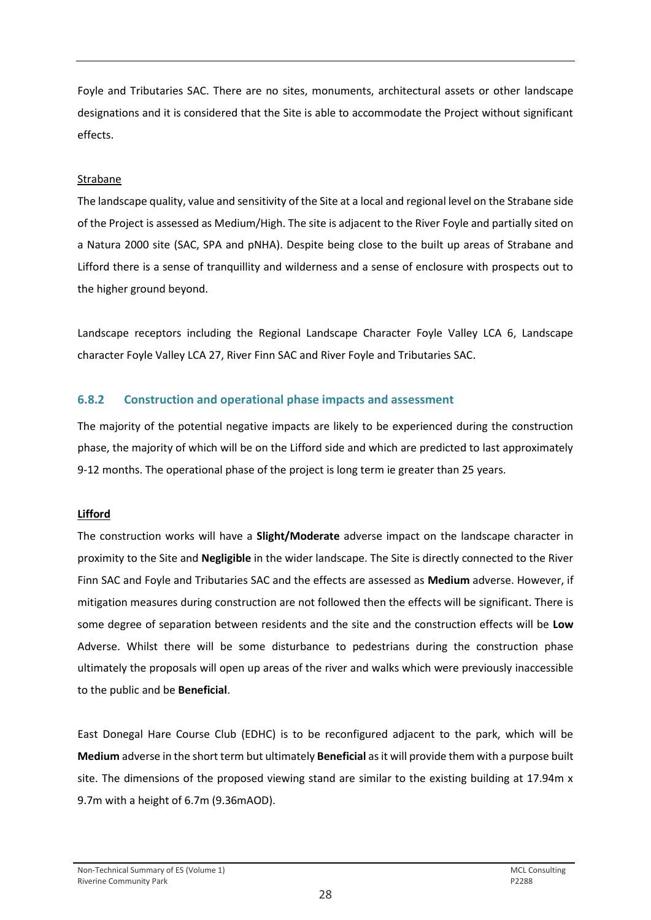Foyle and Tributaries SAC. There are no sites, monuments, architectural assets or other landscape designations and it is considered that the Site is able to accommodate the Project without significant effects.

Strabane

The landscape quality, value and sensitivity of the Site at a local and regional level on the Strabane side of the Project is assessed as Medium/High. The site is adjacent to the River Foyle and partially sited on a Natura 2000 site (SAC, SPA and pNHA). Despite being close to the built up areas of Strabane and Lifford there is a sense of tranquillity and wilderness and a sense of enclosure with prospects out to the higher ground beyond.

Landscape receptors including the Regional Landscape Character Foyle Valley LCA 6, Landscape character Foyle Valley LCA 27, River Finn SAC and River Foyle and Tributaries SAC.

### 6.8.2 Construction and operational phase impacts and assessment

The majority of the potential negative impacts are likely to be experienced during the construction phase, the majority of which will be on the Lifford side and which are predicted to last approximately 9-12 months. The operational phase of the project is long term ie greater than 25 years.

**Lifford**

The construction works will have a **Slight/Moderate** adverse impact on the landscape character in proximity to the Site and **Negligible** in the wider landscape. The Site is directly connected to the River Finn SAC and Foyle and Tributaries SAC and the effects are assessed as **Medium** adverse. However, if mitigation measures during construction are not followed then the effects will be significant. There is some degree of separation between residents and the site and the construction effects will be **Low** Adverse. Whilst there will be some disturbance to pedestrians during the construction phase ultimately the proposals will open up areas of the river and walks which were previously inaccessible to the public and be **Beneficial**.

East Donegal Hare Course Club (EDHC) is to be reconfigured adjacent to the park, which will be **Medium** adverse in the short term but ultimately **Beneficial** as it will provide them with a purpose built site. The dimensions of the proposed viewing stand are similar to the existing building at 17.94m x 9.7m with a height of 6.7m (9.36mAOD).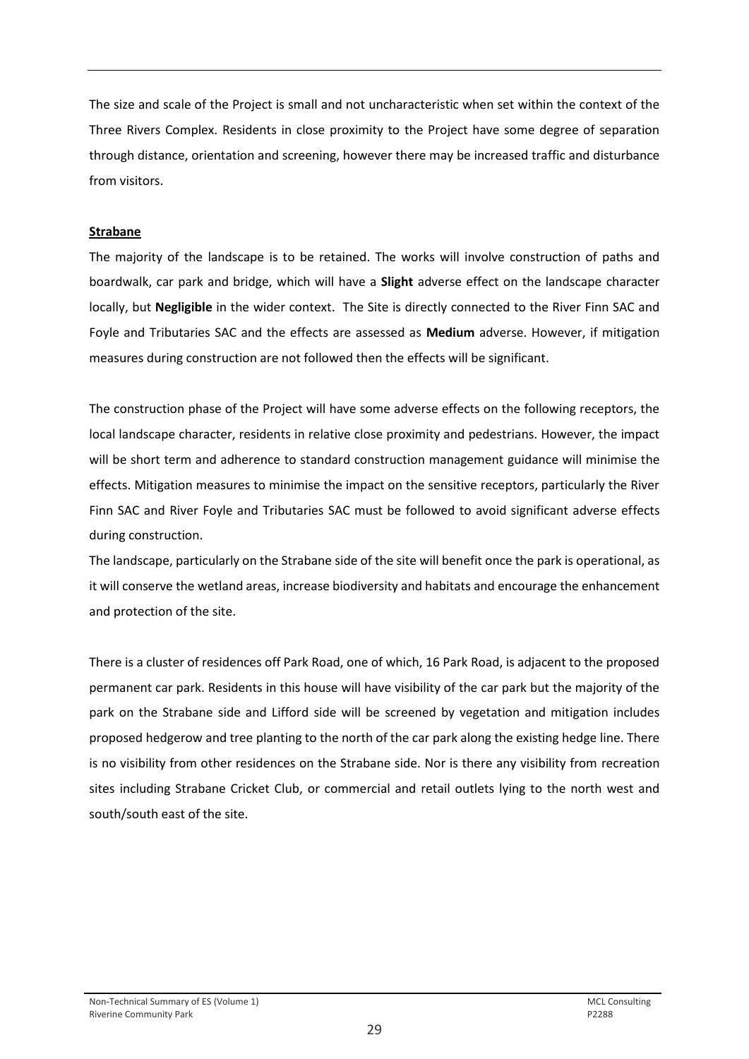The size and scale of the Project is small and not uncharacteristic when set within the context of the Three Rivers Complex. Residents in close proximity to the Project have some degree of separation through distance, orientation and screening, however there may be increased traffic and disturbance from visitors.

**Strabane**

The majority of the landscape is to be retained. The works will involve construction of paths and boardwalk, car park and bridge, which will have a **Slight** adverse effect on the landscape character locally, but **Negligible** in the wider context. The Site is directly connected to the River Finn SAC and Foyle and Tributaries SAC and the effects are assessed as **Medium** adverse. However, if mitigation measures during construction are not followed then the effects will be significant.

The construction phase of the Project will have some adverse effects on the following receptors, the local landscape character, residents in relative close proximity and pedestrians. However, the impact will be short term and adherence to standard construction management guidance will minimise the effects. Mitigation measures to minimise the impact on the sensitive receptors, particularly the River Finn SAC and River Foyle and Tributaries SAC must be followed to avoid significant adverse effects during construction.

The landscape, particularly on the Strabane side of the site will benefit once the park is operational, as it will conserve the wetland areas, increase biodiversity and habitats and encourage the enhancement and protection of the site.

There is a cluster of residences off Park Road, one of which, 16 Park Road, is adjacent to the proposed permanent car park. Residents in this house will have visibility of the car park but the majority of the park on the Strabane side and Lifford side will be screened by vegetation and mitigation includes proposed hedgerow and tree planting to the north of the car park along the existing hedge line. There is no visibility from other residences on the Strabane side. Nor is there any visibility from recreation sites including Strabane Cricket Club, or commercial and retail outlets lying to the north west and south/south east of the site.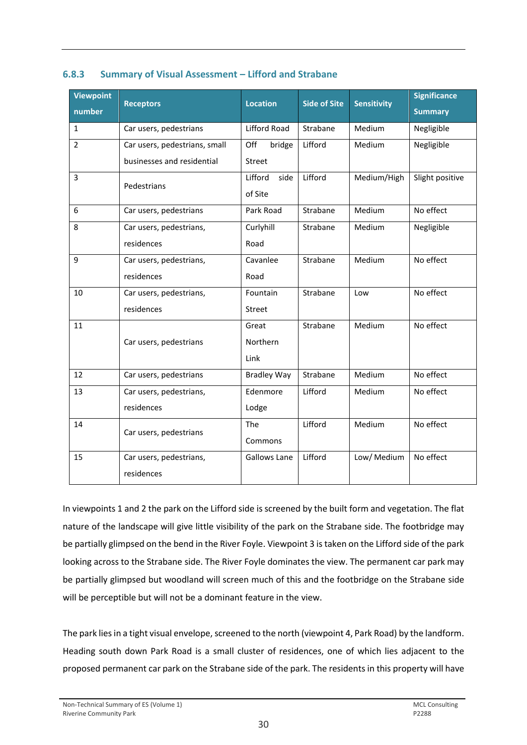### 6.8.3 Summary of Visual Assessment – Lifford and Strabane

| Viewpoint number | Receptors | Location | Side of Site | Sensitivity | Significance Summary |
|---|---|---|---|---|---|
| 1 | Car users, pedestrians | Lifford Road | Strabane | Medium | Negligible |
| 2 | Car users, pedestrians, small businesses and residential | Off bridge Street | Lifford | Medium | Negligible |
| 3 | Pedestrians | Lifford side of Site | Lifford | Medium/High | Slight positive |
| 6 | Car users, pedestrians | Park Road | Strabane | Medium | No effect |
| 8 | Car users, pedestrians, residences | Curlyhill Road | Strabane | Medium | Negligible |
| 9 | Car users, pedestrians, residences | Cavanlee Road | Strabane | Medium | No effect |
| 10 | Car users, pedestrians, residences | Fountain Street | Strabane | Low | No effect |
| 11 | Car users, pedestrians | Great Northern Link | Strabane | Medium | No effect |
| 12 | Car users, pedestrians | Bradley Way | Strabane | Medium | No effect |
| 13 | Car users, pedestrians, residences | Edenmore Lodge | Lifford | Medium | No effect |
| 14 | Car users, pedestrians | The Commons | Lifford | Medium | No effect |
| 15 | Car users, pedestrians, residences | Gallows Lane | Lifford | Low/ Medium | No effect |

In viewpoints 1 and 2 the park on the Lifford side is screened by the built form and vegetation. The flat nature of the landscape will give little visibility of the park on the Strabane side. The footbridge may be partially glimpsed on the bend in the River Foyle. Viewpoint 3 is taken on the Lifford side of the park looking across to the Strabane side. The River Foyle dominates the view. The permanent car park may be partially glimpsed but woodland will screen much of this and the footbridge on the Strabane side will be perceptible but will not be a dominant feature in the view.

The park lies in a tight visual envelope, screened to the north (viewpoint 4, Park Road) by the landform. Heading south down Park Road is a small cluster of residences, one of which lies adjacent to the proposed permanent car park on the Strabane side of the park. The residents in this property will have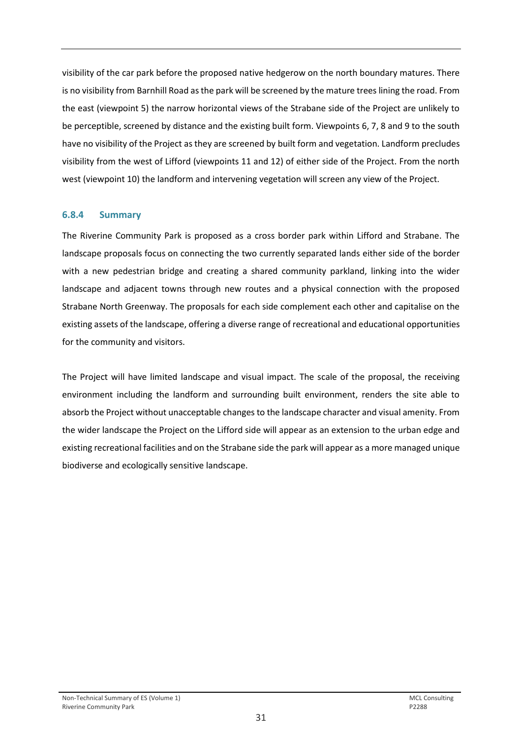visibility of the car park before the proposed native hedgerow on the north boundary matures. There is no visibility from Barnhill Road as the park will be screened by the mature trees lining the road. From the east (viewpoint 5) the narrow horizontal views of the Strabane side of the Project are unlikely to be perceptible, screened by distance and the existing built form. Viewpoints 6, 7, 8 and 9 to the south have no visibility of the Project as they are screened by built form and vegetation. Landform precludes visibility from the west of Lifford (viewpoints 11 and 12) of either side of the Project. From the north west (viewpoint 10) the landform and intervening vegetation will screen any view of the Project.

### 6.8.4 Summary

The Riverine Community Park is proposed as a cross border park within Lifford and Strabane. The landscape proposals focus on connecting the two currently separated lands either side of the border with a new pedestrian bridge and creating a shared community parkland, linking into the wider landscape and adjacent towns through new routes and a physical connection with the proposed Strabane North Greenway. The proposals for each side complement each other and capitalise on the existing assets of the landscape, offering a diverse range of recreational and educational opportunities for the community and visitors.

The Project will have limited landscape and visual impact. The scale of the proposal, the receiving environment including the landform and surrounding built environment, renders the site able to absorb the Project without unacceptable changes to the landscape character and visual amenity. From the wider landscape the Project on the Lifford side will appear as an extension to the urban edge and existing recreational facilities and on the Strabane side the park will appear as a more managed unique biodiverse and ecologically sensitive landscape.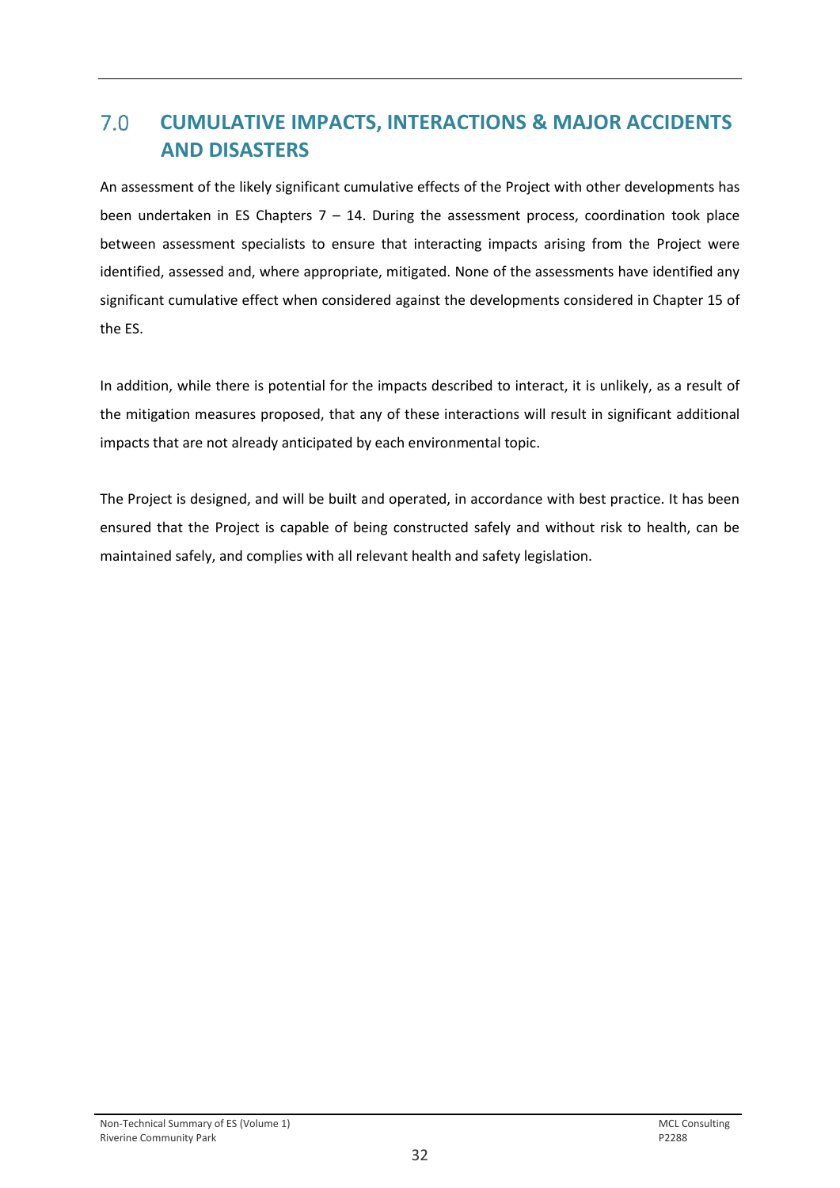# 7.0 CUMULATIVE IMPACTS, INTERACTIONS & MAJOR ACCIDENTS AND DISASTERS

An assessment of the likely significant cumulative effects of the Project with other developments has been undertaken in ES Chapters 7 – 14. During the assessment process, coordination took place between assessment specialists to ensure that interacting impacts arising from the Project were identified, assessed and, where appropriate, mitigated. None of the assessments have identified any significant cumulative effect when considered against the developments considered in Chapter 15 of the ES.

In addition, while there is potential for the impacts described to interact, it is unlikely, as a result of the mitigation measures proposed, that any of these interactions will result in significant additional impacts that are not already anticipated by each environmental topic.

The Project is designed, and will be built and operated, in accordance with best practice. It has been ensured that the Project is capable of being constructed safely and without risk to health, can be maintained safely, and complies with all relevant health and safety legislation.